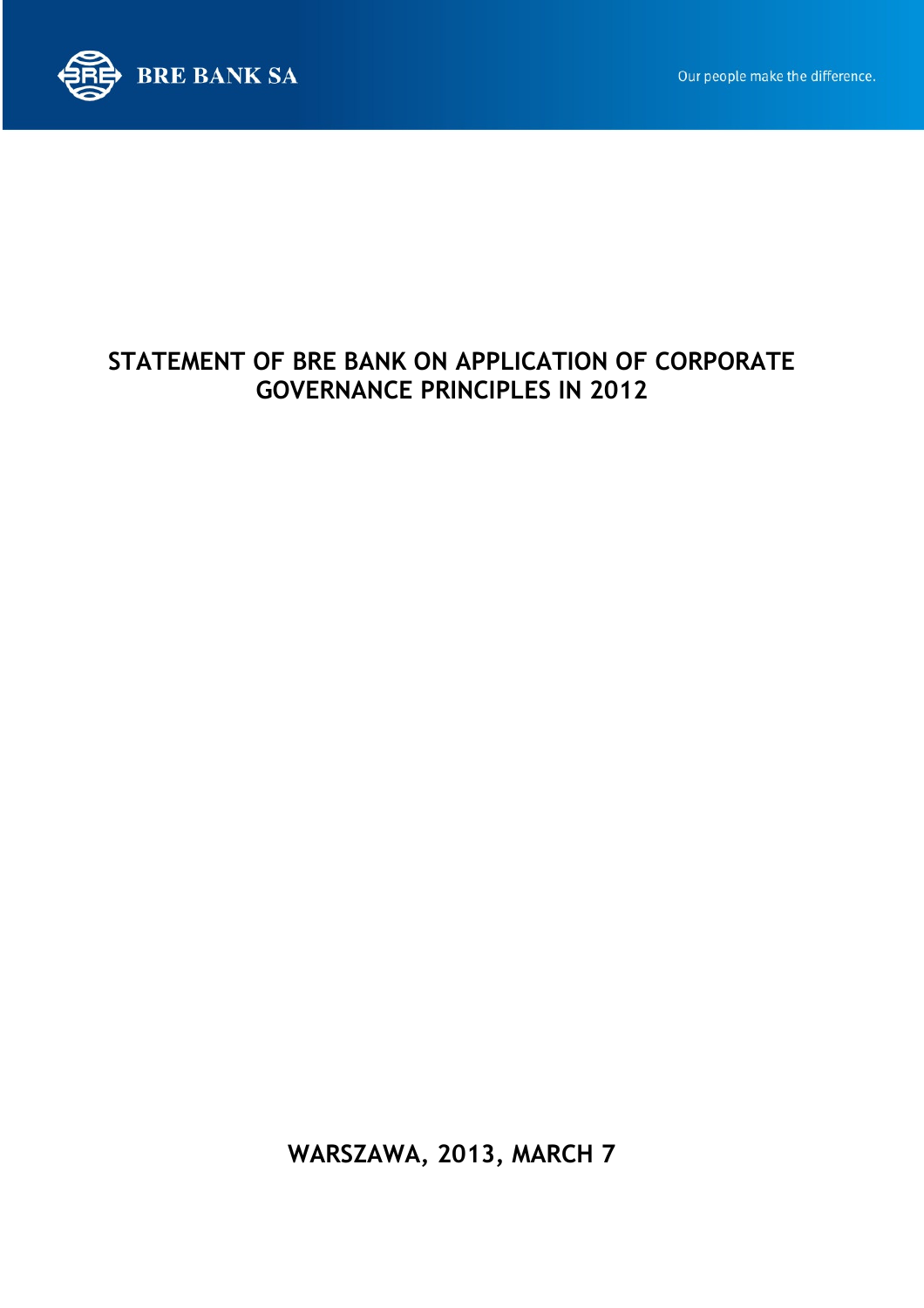# STATEMENT OF BRE BANK ON APPLICATION OF CORPORATE GOVERNANCE PRINCIPLES IN 2012

**WARSZAWA, 2013, MARCH 7**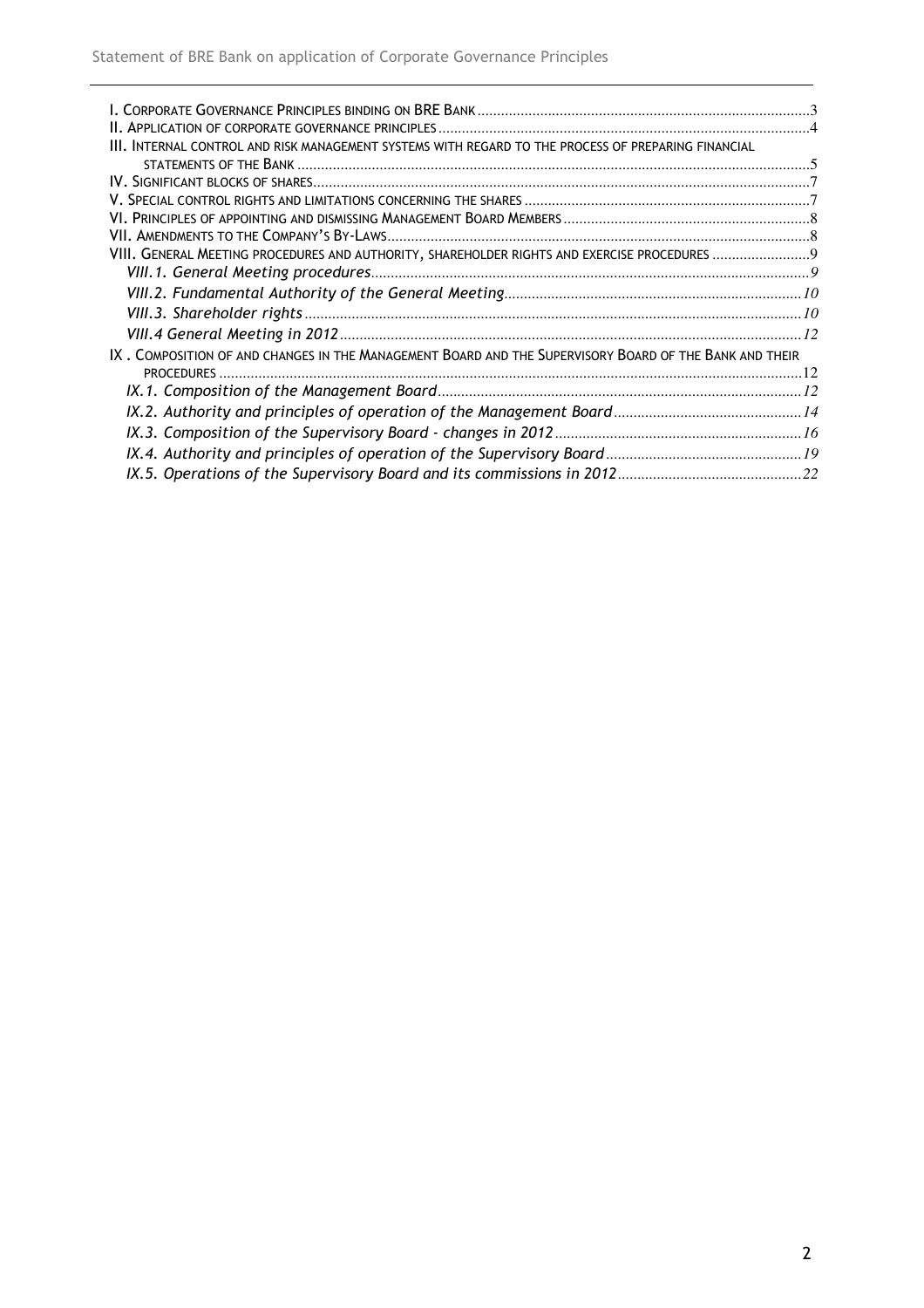I. CORPORATE GOVERNANCE PRINCIPLES BINDING ON BRE BANK ..... 3
II. APPLICATION OF CORPORATE GOVERNANCE PRINCIPLES ..... 4
III. INTERNAL CONTROL AND RISK MANAGEMENT SYSTEMS WITH REGARD TO THE PROCESS OF PREPARING FINANCIAL STATEMENTS OF THE BANK ..... 5
IV. SIGNIFICANT BLOCKS OF SHARES ..... 7
V. SPECIAL CONTROL RIGHTS AND LIMITATIONS CONCERNING THE SHARES ..... 7
VI. PRINCIPLES OF APPOINTING AND DISMISSING MANAGEMENT BOARD MEMBERS ..... 8
VII. AMENDMENTS TO THE COMPANY'S BY-LAWS ..... 8
VIII. GENERAL MEETING PROCEDURES AND AUTHORITY, SHAREHOLDER RIGHTS AND EXERCISE PROCEDURES ..... 9

- *VIII.1. General Meeting procedures* ..... 9
- *VIII.2. Fundamental Authority of the General Meeting* ..... 10
- *VIII.3. Shareholder rights* ..... 10
- *VIII.4 General Meeting in 2012* ..... 12

IX . COMPOSITION OF AND CHANGES IN THE MANAGEMENT BOARD AND THE SUPERVISORY BOARD OF THE BANK AND THEIR PROCEDURES ..... 12

- *IX.1. Composition of the Management Board* ..... 12
- *IX.2. Authority and principles of operation of the Management Board* ..... 14
- *IX.3. Composition of the Supervisory Board - changes in 2012* ..... 16
- *IX.4. Authority and principles of operation of the Supervisory Board* ..... 19
- *IX.5. Operations of the Supervisory Board and its commissions in 2012* ..... 22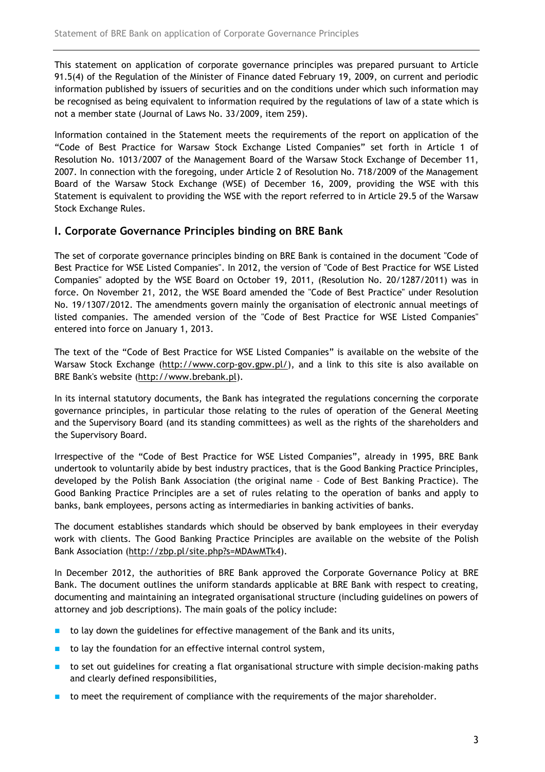This statement on application of corporate governance principles was prepared pursuant to Article 91.5(4) of the Regulation of the Minister of Finance dated February 19, 2009, on current and periodic information published by issuers of securities and on the conditions under which such information may be recognised as being equivalent to information required by the regulations of law of a state which is not a member state (Journal of Laws No. 33/2009, item 259).

Information contained in the Statement meets the requirements of the report on application of the "Code of Best Practice for Warsaw Stock Exchange Listed Companies" set forth in Article 1 of Resolution No. 1013/2007 of the Management Board of the Warsaw Stock Exchange of December 11, 2007. In connection with the foregoing, under Article 2 of Resolution No. 718/2009 of the Management Board of the Warsaw Stock Exchange (WSE) of December 16, 2009, providing the WSE with this Statement is equivalent to providing the WSE with the report referred to in Article 29.5 of the Warsaw Stock Exchange Rules.

## I. Corporate Governance Principles binding on BRE Bank

The set of corporate governance principles binding on BRE Bank is contained in the document "Code of Best Practice for WSE Listed Companies". In 2012, the version of "Code of Best Practice for WSE Listed Companies" adopted by the WSE Board on October 19, 2011, (Resolution No. 20/1287/2011) was in force. On November 21, 2012, the WSE Board amended the "Code of Best Practice" under Resolution No. 19/1307/2012. The amendments govern mainly the organisation of electronic annual meetings of listed companies. The amended version of the "Code of Best Practice for WSE Listed Companies" entered into force on January 1, 2013.

The text of the "Code of Best Practice for WSE Listed Companies" is available on the website of the Warsaw Stock Exchange (http://www.corp-gov.gpw.pl/), and a link to this site is also available on BRE Bank's website (http://www.brebank.pl).

In its internal statutory documents, the Bank has integrated the regulations concerning the corporate governance principles, in particular those relating to the rules of operation of the General Meeting and the Supervisory Board (and its standing committees) as well as the rights of the shareholders and the Supervisory Board.

Irrespective of the "Code of Best Practice for WSE Listed Companies", already in 1995, BRE Bank undertook to voluntarily abide by best industry practices, that is the Good Banking Practice Principles, developed by the Polish Bank Association (the original name – Code of Best Banking Practice). The Good Banking Practice Principles are a set of rules relating to the operation of banks and apply to banks, bank employees, persons acting as intermediaries in banking activities of banks.

The document establishes standards which should be observed by bank employees in their everyday work with clients. The Good Banking Practice Principles are available on the website of the Polish Bank Association (http://zbp.pl/site.php?s=MDAwMTk4).

In December 2012, the authorities of BRE Bank approved the Corporate Governance Policy at BRE Bank. The document outlines the uniform standards applicable at BRE Bank with respect to creating, documenting and maintaining an integrated organisational structure (including guidelines on powers of attorney and job descriptions). The main goals of the policy include:

- to lay down the guidelines for effective management of the Bank and its units,
- to lay the foundation for an effective internal control system,
- to set out guidelines for creating a flat organisational structure with simple decision-making paths and clearly defined responsibilities,
- to meet the requirement of compliance with the requirements of the major shareholder.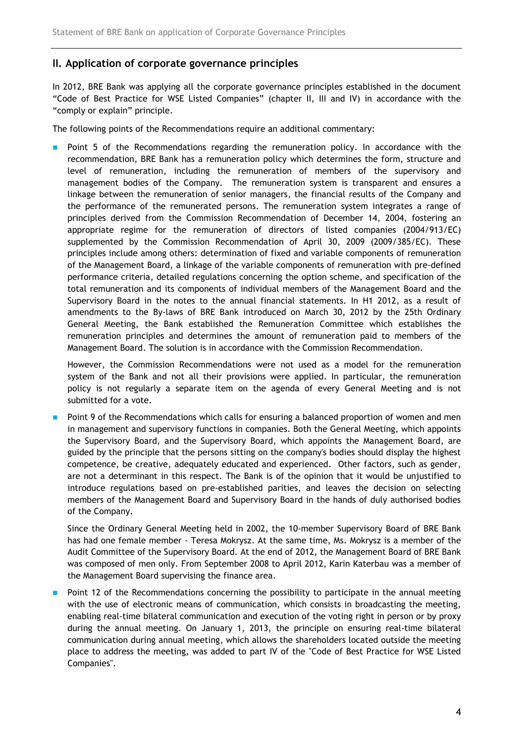## II. Application of corporate governance principles

In 2012, BRE Bank was applying all the corporate governance principles established in the document "Code of Best Practice for WSE Listed Companies" (chapter II, III and IV) in accordance with the "comply or explain" principle.

The following points of the Recommendations require an additional commentary:

- Point 5 of the Recommendations regarding the remuneration policy. In accordance with the recommendation, BRE Bank has a remuneration policy which determines the form, structure and level of remuneration, including the remuneration of members of the supervisory and management bodies of the Company. The remuneration system is transparent and ensures a linkage between the remuneration of senior managers, the financial results of the Company and the performance of the remunerated persons. The remuneration system integrates a range of principles derived from the Commission Recommendation of December 14, 2004, fostering an appropriate regime for the remuneration of directors of listed companies (2004/913/EC) supplemented by the Commission Recommendation of April 30, 2009 (2009/385/EC). These principles include among others: determination of fixed and variable components of remuneration of the Management Board, a linkage of the variable components of remuneration with pre-defined performance criteria, detailed regulations concerning the option scheme, and specification of the total remuneration and its components of individual members of the Management Board and the Supervisory Board in the notes to the annual financial statements. In H1 2012, as a result of amendments to the By-laws of BRE Bank introduced on March 30, 2012 by the 25th Ordinary General Meeting, the Bank established the Remuneration Committee which establishes the remuneration principles and determines the amount of remuneration paid to members of the Management Board. The solution is in accordance with the Commission Recommendation.

  However, the Commission Recommendations were not used as a model for the remuneration system of the Bank and not all their provisions were applied. In particular, the remuneration policy is not regularly a separate item on the agenda of every General Meeting and is not submitted for a vote.

- Point 9 of the Recommendations which calls for ensuring a balanced proportion of women and men in management and supervisory functions in companies. Both the General Meeting, which appoints the Supervisory Board, and the Supervisory Board, which appoints the Management Board, are guided by the principle that the persons sitting on the company's bodies should display the highest competence, be creative, adequately educated and experienced. Other factors, such as gender, are not a determinant in this respect. The Bank is of the opinion that it would be unjustified to introduce regulations based on pre-established parities, and leaves the decision on selecting members of the Management Board and Supervisory Board in the hands of duly authorised bodies of the Company.

  Since the Ordinary General Meeting held in 2002, the 10-member Supervisory Board of BRE Bank has had one female member - Teresa Mokrysz. At the same time, Ms. Mokrysz is a member of the Audit Committee of the Supervisory Board. At the end of 2012, the Management Board of BRE Bank was composed of men only. From September 2008 to April 2012, Karin Katerbau was a member of the Management Board supervising the finance area.

- Point 12 of the Recommendations concerning the possibility to participate in the annual meeting with the use of electronic means of communication, which consists in broadcasting the meeting, enabling real-time bilateral communication and execution of the voting right in person or by proxy during the annual meeting. On January 1, 2013, the principle on ensuring real-time bilateral communication during annual meeting, which allows the shareholders located outside the meeting place to address the meeting, was added to part IV of the "Code of Best Practice for WSE Listed Companies".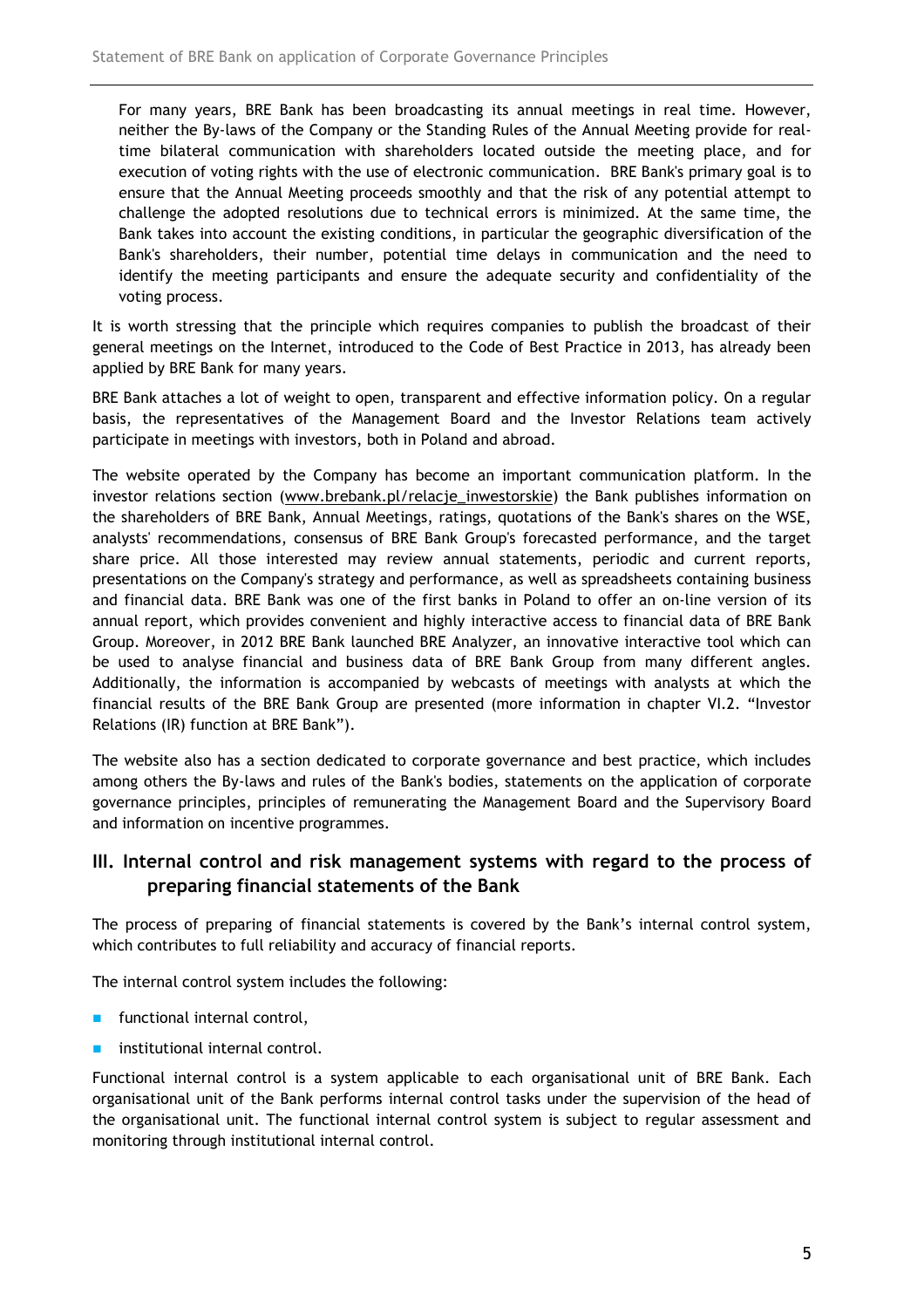For many years, BRE Bank has been broadcasting its annual meetings in real time. However, neither the By-laws of the Company or the Standing Rules of the Annual Meeting provide for real-time bilateral communication with shareholders located outside the meeting place, and for execution of voting rights with the use of electronic communication. BRE Bank's primary goal is to ensure that the Annual Meeting proceeds smoothly and that the risk of any potential attempt to challenge the adopted resolutions due to technical errors is minimized. At the same time, the Bank takes into account the existing conditions, in particular the geographic diversification of the Bank's shareholders, their number, potential time delays in communication and the need to identify the meeting participants and ensure the adequate security and confidentiality of the voting process.

It is worth stressing that the principle which requires companies to publish the broadcast of their general meetings on the Internet, introduced to the Code of Best Practice in 2013, has already been applied by BRE Bank for many years.

BRE Bank attaches a lot of weight to open, transparent and effective information policy. On a regular basis, the representatives of the Management Board and the Investor Relations team actively participate in meetings with investors, both in Poland and abroad.

The website operated by the Company has become an important communication platform. In the investor relations section (www.brebank.pl/relacje_inwestorskie) the Bank publishes information on the shareholders of BRE Bank, Annual Meetings, ratings, quotations of the Bank's shares on the WSE, analysts' recommendations, consensus of BRE Bank Group's forecasted performance, and the target share price. All those interested may review annual statements, periodic and current reports, presentations on the Company's strategy and performance, as well as spreadsheets containing business and financial data. BRE Bank was one of the first banks in Poland to offer an on-line version of its annual report, which provides convenient and highly interactive access to financial data of BRE Bank Group. Moreover, in 2012 BRE Bank launched BRE Analyzer, an innovative interactive tool which can be used to analyse financial and business data of BRE Bank Group from many different angles. Additionally, the information is accompanied by webcasts of meetings with analysts at which the financial results of the BRE Bank Group are presented (more information in chapter VI.2. "Investor Relations (IR) function at BRE Bank").

The website also has a section dedicated to corporate governance and best practice, which includes among others the By-laws and rules of the Bank's bodies, statements on the application of corporate governance principles, principles of remunerating the Management Board and the Supervisory Board and information on incentive programmes.

## III. Internal control and risk management systems with regard to the process of preparing financial statements of the Bank

The process of preparing of financial statements is covered by the Bank's internal control system, which contributes to full reliability and accuracy of financial reports.

The internal control system includes the following:

- functional internal control,
- institutional internal control.

Functional internal control is a system applicable to each organisational unit of BRE Bank. Each organisational unit of the Bank performs internal control tasks under the supervision of the head of the organisational unit. The functional internal control system is subject to regular assessment and monitoring through institutional internal control.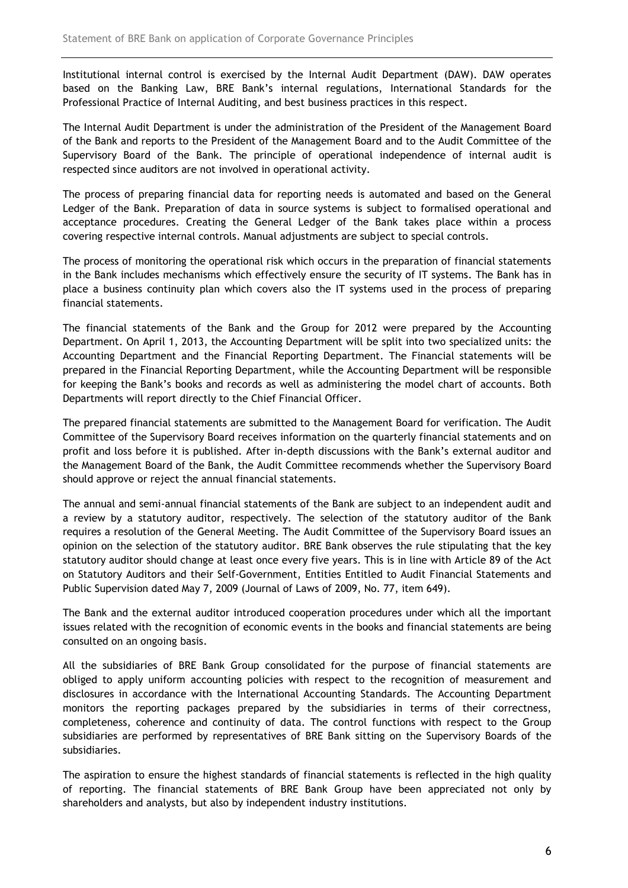Institutional internal control is exercised by the Internal Audit Department (DAW). DAW operates based on the Banking Law, BRE Bank's internal regulations, International Standards for the Professional Practice of Internal Auditing, and best business practices in this respect.

The Internal Audit Department is under the administration of the President of the Management Board of the Bank and reports to the President of the Management Board and to the Audit Committee of the Supervisory Board of the Bank. The principle of operational independence of internal audit is respected since auditors are not involved in operational activity.

The process of preparing financial data for reporting needs is automated and based on the General Ledger of the Bank. Preparation of data in source systems is subject to formalised operational and acceptance procedures. Creating the General Ledger of the Bank takes place within a process covering respective internal controls. Manual adjustments are subject to special controls.

The process of monitoring the operational risk which occurs in the preparation of financial statements in the Bank includes mechanisms which effectively ensure the security of IT systems. The Bank has in place a business continuity plan which covers also the IT systems used in the process of preparing financial statements.

The financial statements of the Bank and the Group for 2012 were prepared by the Accounting Department. On April 1, 2013, the Accounting Department will be split into two specialized units: the Accounting Department and the Financial Reporting Department. The Financial statements will be prepared in the Financial Reporting Department, while the Accounting Department will be responsible for keeping the Bank's books and records as well as administering the model chart of accounts. Both Departments will report directly to the Chief Financial Officer.

The prepared financial statements are submitted to the Management Board for verification. The Audit Committee of the Supervisory Board receives information on the quarterly financial statements and on profit and loss before it is published. After in-depth discussions with the Bank's external auditor and the Management Board of the Bank, the Audit Committee recommends whether the Supervisory Board should approve or reject the annual financial statements.

The annual and semi-annual financial statements of the Bank are subject to an independent audit and a review by a statutory auditor, respectively. The selection of the statutory auditor of the Bank requires a resolution of the General Meeting. The Audit Committee of the Supervisory Board issues an opinion on the selection of the statutory auditor. BRE Bank observes the rule stipulating that the key statutory auditor should change at least once every five years. This is in line with Article 89 of the Act on Statutory Auditors and their Self-Government, Entities Entitled to Audit Financial Statements and Public Supervision dated May 7, 2009 (Journal of Laws of 2009, No. 77, item 649).

The Bank and the external auditor introduced cooperation procedures under which all the important issues related with the recognition of economic events in the books and financial statements are being consulted on an ongoing basis.

All the subsidiaries of BRE Bank Group consolidated for the purpose of financial statements are obliged to apply uniform accounting policies with respect to the recognition of measurement and disclosures in accordance with the International Accounting Standards. The Accounting Department monitors the reporting packages prepared by the subsidiaries in terms of their correctness, completeness, coherence and continuity of data. The control functions with respect to the Group subsidiaries are performed by representatives of BRE Bank sitting on the Supervisory Boards of the subsidiaries.

The aspiration to ensure the highest standards of financial statements is reflected in the high quality of reporting. The financial statements of BRE Bank Group have been appreciated not only by shareholders and analysts, but also by independent industry institutions.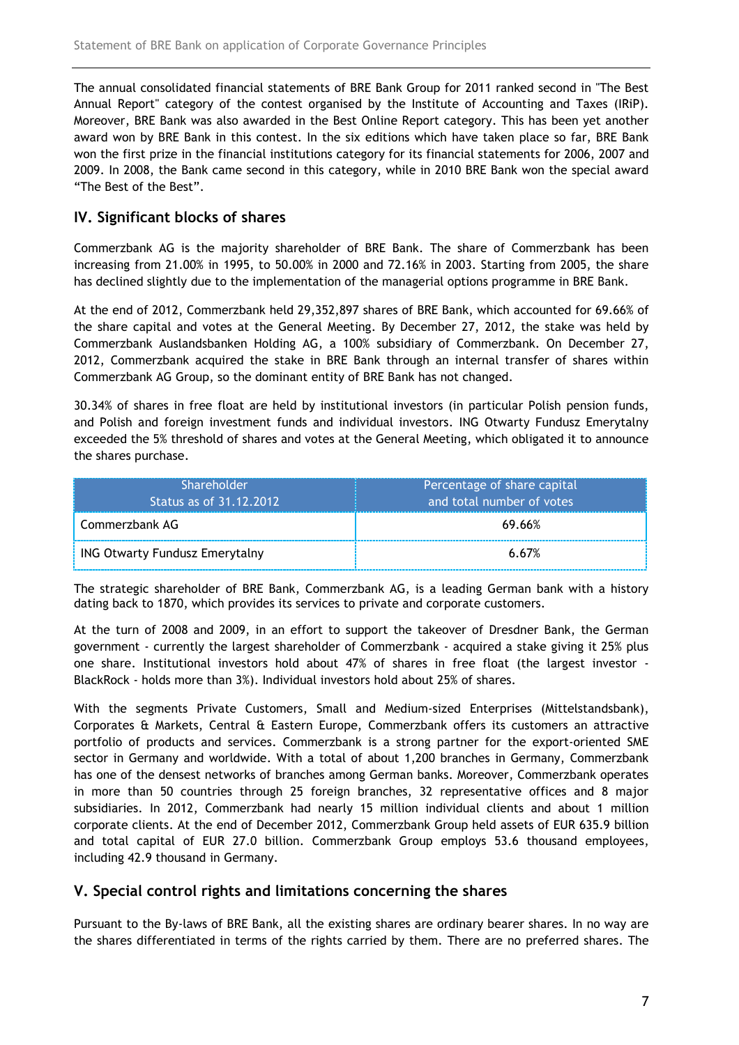The annual consolidated financial statements of BRE Bank Group for 2011 ranked second in "The Best Annual Report" category of the contest organised by the Institute of Accounting and Taxes (IRiP). Moreover, BRE Bank was also awarded in the Best Online Report category. This has been yet another award won by BRE Bank in this contest. In the six editions which have taken place so far, BRE Bank won the first prize in the financial institutions category for its financial statements for 2006, 2007 and 2009. In 2008, the Bank came second in this category, while in 2010 BRE Bank won the special award "The Best of the Best".

## IV. Significant blocks of shares

Commerzbank AG is the majority shareholder of BRE Bank. The share of Commerzbank has been increasing from 21.00% in 1995, to 50.00% in 2000 and 72.16% in 2003. Starting from 2005, the share has declined slightly due to the implementation of the managerial options programme in BRE Bank.

At the end of 2012, Commerzbank held 29,352,897 shares of BRE Bank, which accounted for 69.66% of the share capital and votes at the General Meeting. By December 27, 2012, the stake was held by Commerzbank Auslandsbanken Holding AG, a 100% subsidiary of Commerzbank. On December 27, 2012, Commerzbank acquired the stake in BRE Bank through an internal transfer of shares within Commerzbank AG Group, so the dominant entity of BRE Bank has not changed.

30.34% of shares in free float are held by institutional investors (in particular Polish pension funds, and Polish and foreign investment funds and individual investors. ING Otwarty Fundusz Emerytalny exceeded the 5% threshold of shares and votes at the General Meeting, which obligated it to announce the shares purchase.

| Shareholder<br>Status as of 31.12.2012 | Percentage of share capital<br>and total number of votes |
|---|---|
| Commerzbank AG | 69.66% |
| ING Otwarty Fundusz Emerytalny | 6.67% |

The strategic shareholder of BRE Bank, Commerzbank AG, is a leading German bank with a history dating back to 1870, which provides its services to private and corporate customers.

At the turn of 2008 and 2009, in an effort to support the takeover of Dresdner Bank, the German government - currently the largest shareholder of Commerzbank - acquired a stake giving it 25% plus one share. Institutional investors hold about 47% of shares in free float (the largest investor - BlackRock - holds more than 3%). Individual investors hold about 25% of shares.

With the segments Private Customers, Small and Medium-sized Enterprises (Mittelstandsbank), Corporates & Markets, Central & Eastern Europe, Commerzbank offers its customers an attractive portfolio of products and services. Commerzbank is a strong partner for the export-oriented SME sector in Germany and worldwide. With a total of about 1,200 branches in Germany, Commerzbank has one of the densest networks of branches among German banks. Moreover, Commerzbank operates in more than 50 countries through 25 foreign branches, 32 representative offices and 8 major subsidiaries. In 2012, Commerzbank had nearly 15 million individual clients and about 1 million corporate clients. At the end of December 2012, Commerzbank Group held assets of EUR 635.9 billion and total capital of EUR 27.0 billion. Commerzbank Group employs 53.6 thousand employees, including 42.9 thousand in Germany.

## V. Special control rights and limitations concerning the shares

Pursuant to the By-laws of BRE Bank, all the existing shares are ordinary bearer shares. In no way are the shares differentiated in terms of the rights carried by them. There are no preferred shares. The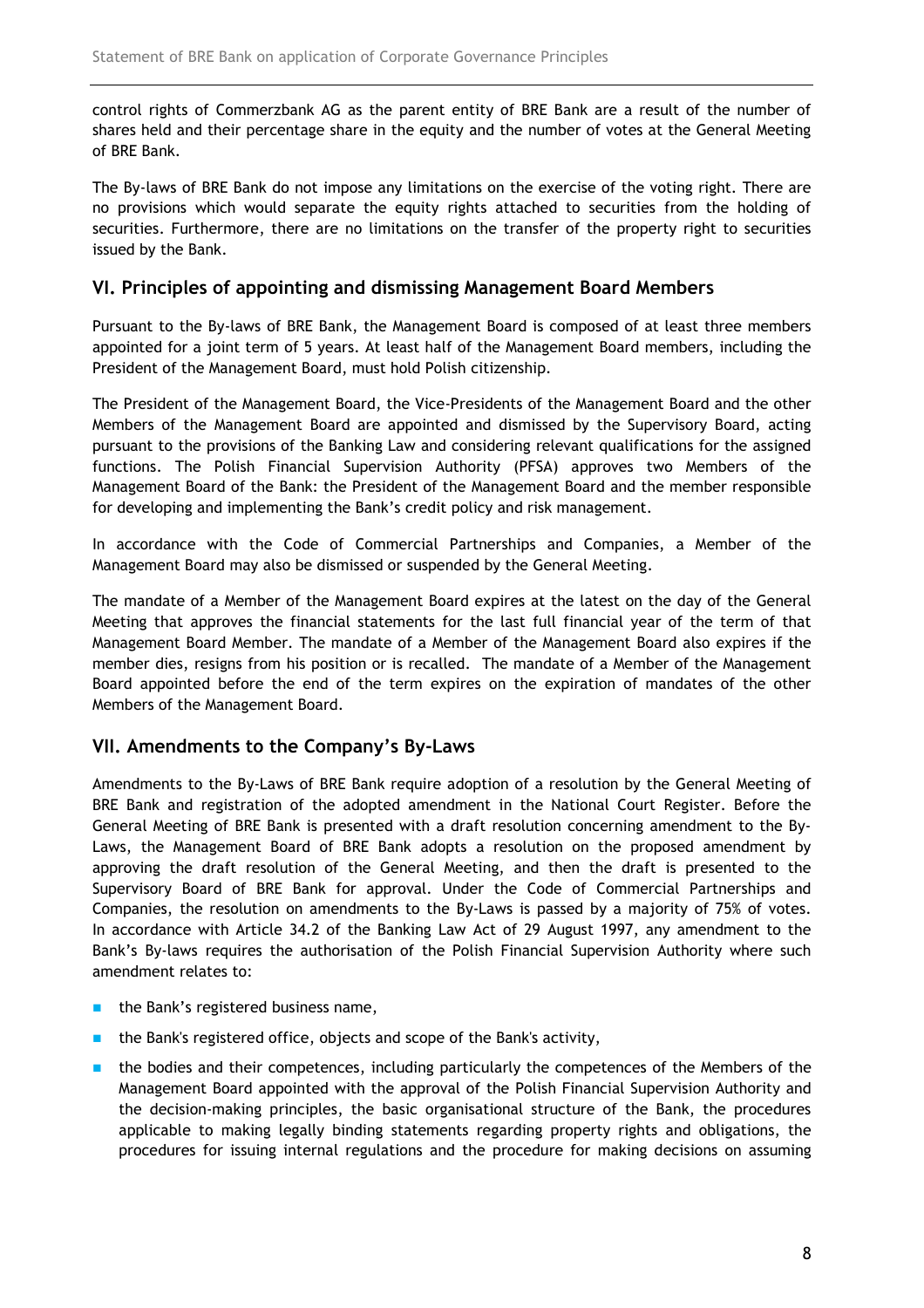control rights of Commerzbank AG as the parent entity of BRE Bank are a result of the number of shares held and their percentage share in the equity and the number of votes at the General Meeting of BRE Bank.

The By-laws of BRE Bank do not impose any limitations on the exercise of the voting right. There are no provisions which would separate the equity rights attached to securities from the holding of securities. Furthermore, there are no limitations on the transfer of the property right to securities issued by the Bank.

## VI. Principles of appointing and dismissing Management Board Members

Pursuant to the By-laws of BRE Bank, the Management Board is composed of at least three members appointed for a joint term of 5 years. At least half of the Management Board members, including the President of the Management Board, must hold Polish citizenship.

The President of the Management Board, the Vice-Presidents of the Management Board and the other Members of the Management Board are appointed and dismissed by the Supervisory Board, acting pursuant to the provisions of the Banking Law and considering relevant qualifications for the assigned functions. The Polish Financial Supervision Authority (PFSA) approves two Members of the Management Board of the Bank: the President of the Management Board and the member responsible for developing and implementing the Bank's credit policy and risk management.

In accordance with the Code of Commercial Partnerships and Companies, a Member of the Management Board may also be dismissed or suspended by the General Meeting.

The mandate of a Member of the Management Board expires at the latest on the day of the General Meeting that approves the financial statements for the last full financial year of the term of that Management Board Member. The mandate of a Member of the Management Board also expires if the member dies, resigns from his position or is recalled. The mandate of a Member of the Management Board appointed before the end of the term expires on the expiration of mandates of the other Members of the Management Board.

## VII. Amendments to the Company's By-Laws

Amendments to the By-Laws of BRE Bank require adoption of a resolution by the General Meeting of BRE Bank and registration of the adopted amendment in the National Court Register. Before the General Meeting of BRE Bank is presented with a draft resolution concerning amendment to the By-Laws, the Management Board of BRE Bank adopts a resolution on the proposed amendment by approving the draft resolution of the General Meeting, and then the draft is presented to the Supervisory Board of BRE Bank for approval. Under the Code of Commercial Partnerships and Companies, the resolution on amendments to the By-Laws is passed by a majority of 75% of votes. In accordance with Article 34.2 of the Banking Law Act of 29 August 1997, any amendment to the Bank's By-laws requires the authorisation of the Polish Financial Supervision Authority where such amendment relates to:

- the Bank's registered business name,
- the Bank's registered office, objects and scope of the Bank's activity,
- the bodies and their competences, including particularly the competences of the Members of the Management Board appointed with the approval of the Polish Financial Supervision Authority and the decision-making principles, the basic organisational structure of the Bank, the procedures applicable to making legally binding statements regarding property rights and obligations, the procedures for issuing internal regulations and the procedure for making decisions on assuming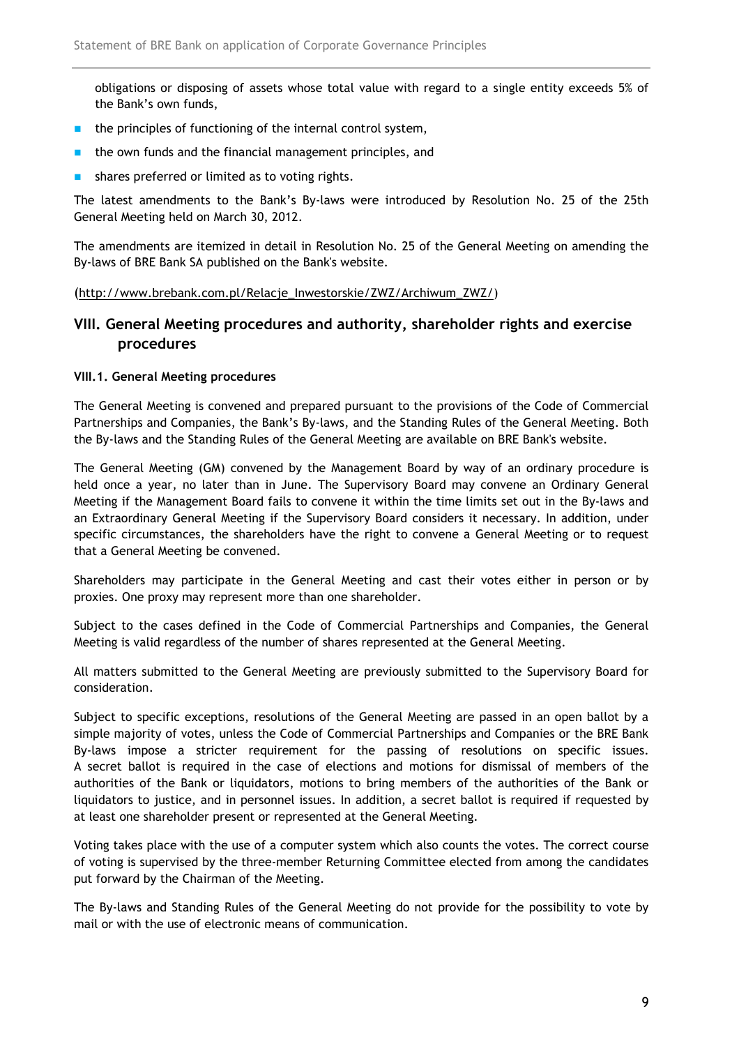obligations or disposing of assets whose total value with regard to a single entity exceeds 5% of the Bank's own funds,

- the principles of functioning of the internal control system,
- the own funds and the financial management principles, and
- shares preferred or limited as to voting rights.

The latest amendments to the Bank's By-laws were introduced by Resolution No. 25 of the 25th General Meeting held on March 30, 2012.

The amendments are itemized in detail in Resolution No. 25 of the General Meeting on amending the By-laws of BRE Bank SA published on the Bank's website.

(http://www.brebank.com.pl/Relacje_Inwestorskie/ZWZ/Archiwum_ZWZ/)

## VIII. General Meeting procedures and authority, shareholder rights and exercise procedures

**VIII.1. General Meeting procedures**

The General Meeting is convened and prepared pursuant to the provisions of the Code of Commercial Partnerships and Companies, the Bank's By-laws, and the Standing Rules of the General Meeting. Both the By-laws and the Standing Rules of the General Meeting are available on BRE Bank's website.

The General Meeting (GM) convened by the Management Board by way of an ordinary procedure is held once a year, no later than in June. The Supervisory Board may convene an Ordinary General Meeting if the Management Board fails to convene it within the time limits set out in the By-laws and an Extraordinary General Meeting if the Supervisory Board considers it necessary. In addition, under specific circumstances, the shareholders have the right to convene a General Meeting or to request that a General Meeting be convened.

Shareholders may participate in the General Meeting and cast their votes either in person or by proxies. One proxy may represent more than one shareholder.

Subject to the cases defined in the Code of Commercial Partnerships and Companies, the General Meeting is valid regardless of the number of shares represented at the General Meeting.

All matters submitted to the General Meeting are previously submitted to the Supervisory Board for consideration.

Subject to specific exceptions, resolutions of the General Meeting are passed in an open ballot by a simple majority of votes, unless the Code of Commercial Partnerships and Companies or the BRE Bank By-laws impose a stricter requirement for the passing of resolutions on specific issues. A secret ballot is required in the case of elections and motions for dismissal of members of the authorities of the Bank or liquidators, motions to bring members of the authorities of the Bank or liquidators to justice, and in personnel issues. In addition, a secret ballot is required if requested by at least one shareholder present or represented at the General Meeting.

Voting takes place with the use of a computer system which also counts the votes. The correct course of voting is supervised by the three-member Returning Committee elected from among the candidates put forward by the Chairman of the Meeting.

The By-laws and Standing Rules of the General Meeting do not provide for the possibility to vote by mail or with the use of electronic means of communication.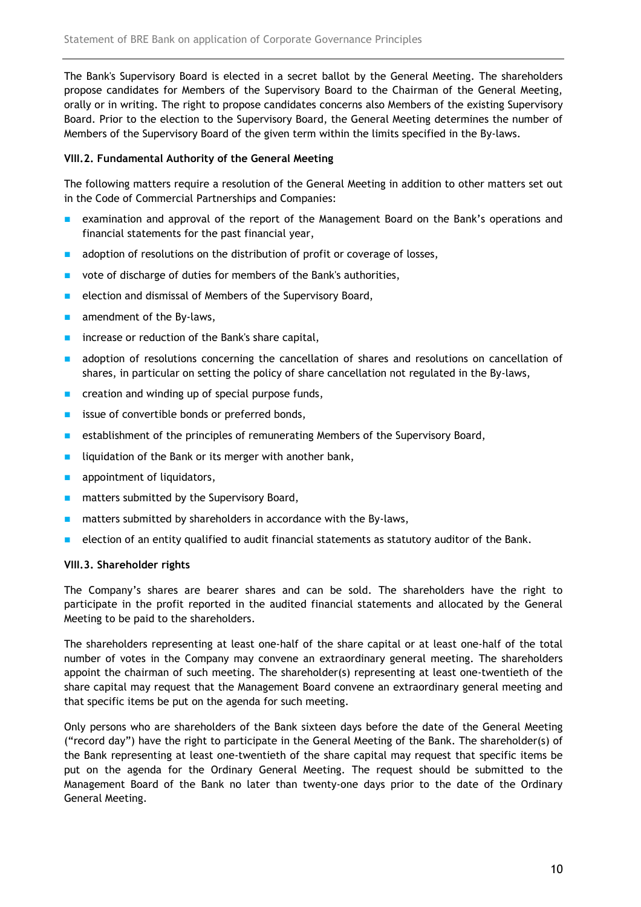The Bank's Supervisory Board is elected in a secret ballot by the General Meeting. The shareholders propose candidates for Members of the Supervisory Board to the Chairman of the General Meeting, orally or in writing. The right to propose candidates concerns also Members of the existing Supervisory Board. Prior to the election to the Supervisory Board, the General Meeting determines the number of Members of the Supervisory Board of the given term within the limits specified in the By-laws.

#### VIII.2. Fundamental Authority of the General Meeting

The following matters require a resolution of the General Meeting in addition to other matters set out in the Code of Commercial Partnerships and Companies:

- examination and approval of the report of the Management Board on the Bank's operations and financial statements for the past financial year,
- adoption of resolutions on the distribution of profit or coverage of losses,
- vote of discharge of duties for members of the Bank's authorities,
- election and dismissal of Members of the Supervisory Board,
- amendment of the By-laws,
- increase or reduction of the Bank's share capital,
- adoption of resolutions concerning the cancellation of shares and resolutions on cancellation of shares, in particular on setting the policy of share cancellation not regulated in the By-laws,
- creation and winding up of special purpose funds,
- issue of convertible bonds or preferred bonds,
- establishment of the principles of remunerating Members of the Supervisory Board,
- liquidation of the Bank or its merger with another bank,
- appointment of liquidators,
- matters submitted by the Supervisory Board,
- matters submitted by shareholders in accordance with the By-laws,
- election of an entity qualified to audit financial statements as statutory auditor of the Bank.

#### VIII.3. Shareholder rights

The Company's shares are bearer shares and can be sold. The shareholders have the right to participate in the profit reported in the audited financial statements and allocated by the General Meeting to be paid to the shareholders.

The shareholders representing at least one-half of the share capital or at least one-half of the total number of votes in the Company may convene an extraordinary general meeting. The shareholders appoint the chairman of such meeting. The shareholder(s) representing at least one-twentieth of the share capital may request that the Management Board convene an extraordinary general meeting and that specific items be put on the agenda for such meeting.

Only persons who are shareholders of the Bank sixteen days before the date of the General Meeting ("record day") have the right to participate in the General Meeting of the Bank. The shareholder(s) of the Bank representing at least one-twentieth of the share capital may request that specific items be put on the agenda for the Ordinary General Meeting. The request should be submitted to the Management Board of the Bank no later than twenty-one days prior to the date of the Ordinary General Meeting.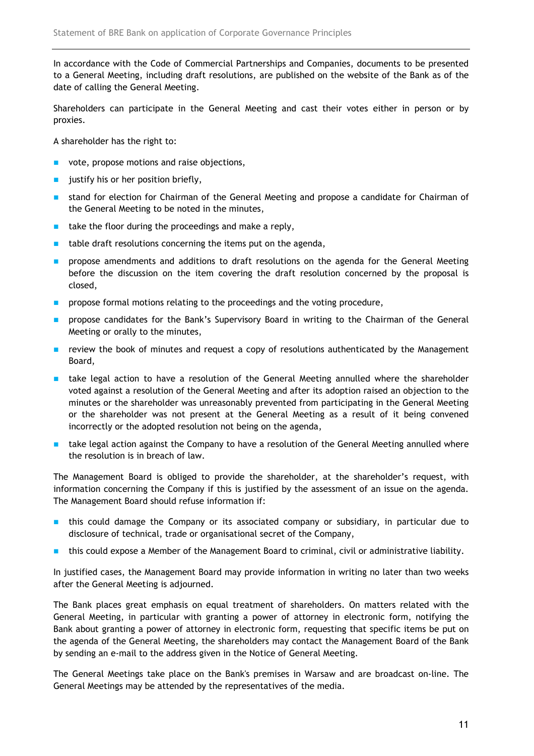In accordance with the Code of Commercial Partnerships and Companies, documents to be presented to a General Meeting, including draft resolutions, are published on the website of the Bank as of the date of calling the General Meeting.

Shareholders can participate in the General Meeting and cast their votes either in person or by proxies.

A shareholder has the right to:

- vote, propose motions and raise objections,
- justify his or her position briefly,
- stand for election for Chairman of the General Meeting and propose a candidate for Chairman of the General Meeting to be noted in the minutes,
- take the floor during the proceedings and make a reply,
- table draft resolutions concerning the items put on the agenda,
- propose amendments and additions to draft resolutions on the agenda for the General Meeting before the discussion on the item covering the draft resolution concerned by the proposal is closed,
- propose formal motions relating to the proceedings and the voting procedure,
- propose candidates for the Bank's Supervisory Board in writing to the Chairman of the General Meeting or orally to the minutes,
- review the book of minutes and request a copy of resolutions authenticated by the Management Board,
- take legal action to have a resolution of the General Meeting annulled where the shareholder voted against a resolution of the General Meeting and after its adoption raised an objection to the minutes or the shareholder was unreasonably prevented from participating in the General Meeting or the shareholder was not present at the General Meeting as a result of it being convened incorrectly or the adopted resolution not being on the agenda,
- take legal action against the Company to have a resolution of the General Meeting annulled where the resolution is in breach of law.

The Management Board is obliged to provide the shareholder, at the shareholder's request, with information concerning the Company if this is justified by the assessment of an issue on the agenda. The Management Board should refuse information if:

- this could damage the Company or its associated company or subsidiary, in particular due to disclosure of technical, trade or organisational secret of the Company,
- this could expose a Member of the Management Board to criminal, civil or administrative liability.

In justified cases, the Management Board may provide information in writing no later than two weeks after the General Meeting is adjourned.

The Bank places great emphasis on equal treatment of shareholders. On matters related with the General Meeting, in particular with granting a power of attorney in electronic form, notifying the Bank about granting a power of attorney in electronic form, requesting that specific items be put on the agenda of the General Meeting, the shareholders may contact the Management Board of the Bank by sending an e-mail to the address given in the Notice of General Meeting.

The General Meetings take place on the Bank's premises in Warsaw and are broadcast on-line. The General Meetings may be attended by the representatives of the media.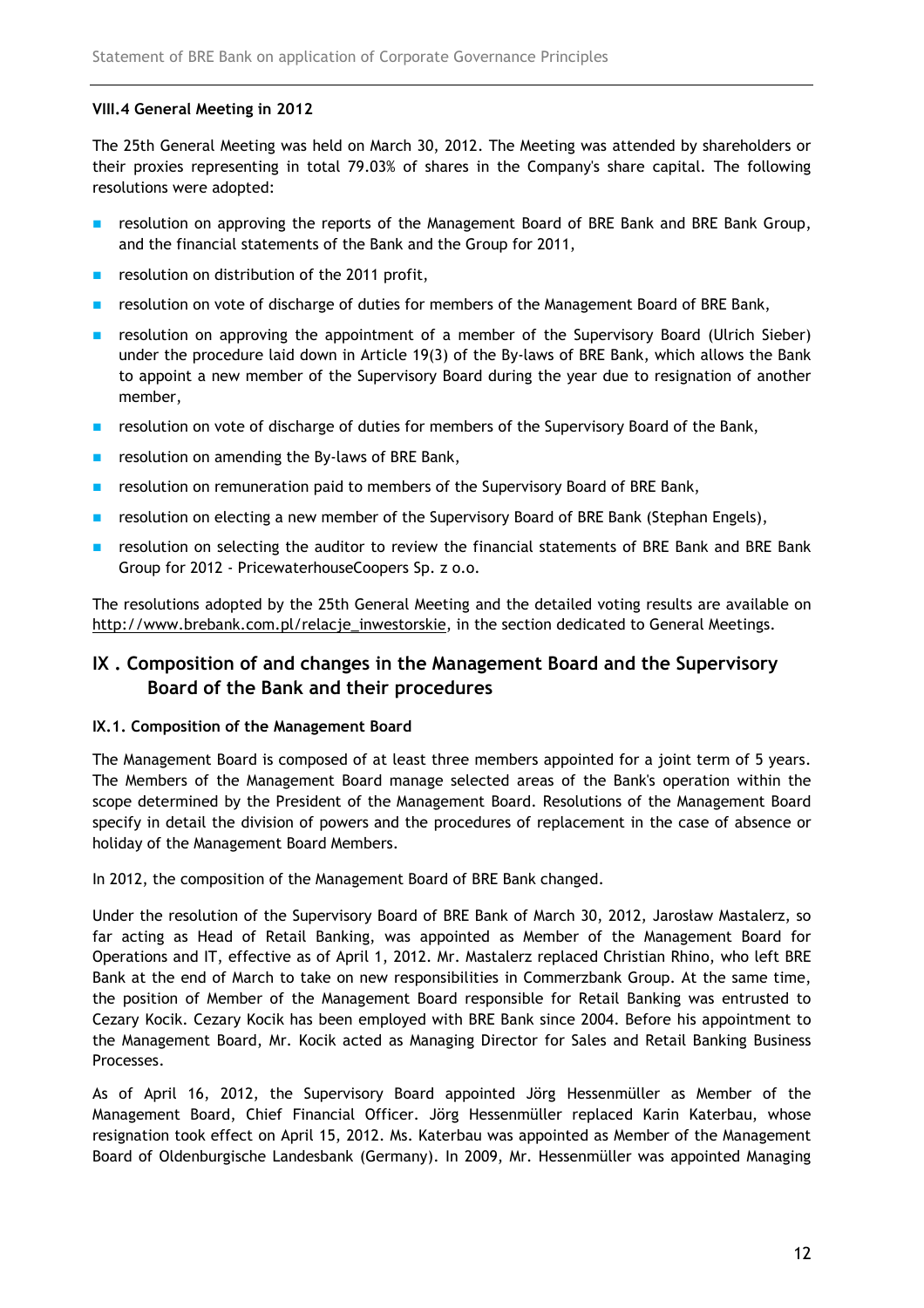#### VIII.4 General Meeting in 2012

The 25th General Meeting was held on March 30, 2012. The Meeting was attended by shareholders or their proxies representing in total 79.03% of shares in the Company's share capital. The following resolutions were adopted:

- resolution on approving the reports of the Management Board of BRE Bank and BRE Bank Group, and the financial statements of the Bank and the Group for 2011,
- resolution on distribution of the 2011 profit,
- resolution on vote of discharge of duties for members of the Management Board of BRE Bank,
- resolution on approving the appointment of a member of the Supervisory Board (Ulrich Sieber) under the procedure laid down in Article 19(3) of the By-laws of BRE Bank, which allows the Bank to appoint a new member of the Supervisory Board during the year due to resignation of another member,
- resolution on vote of discharge of duties for members of the Supervisory Board of the Bank,
- resolution on amending the By-laws of BRE Bank,
- resolution on remuneration paid to members of the Supervisory Board of BRE Bank,
- resolution on electing a new member of the Supervisory Board of BRE Bank (Stephan Engels),
- resolution on selecting the auditor to review the financial statements of BRE Bank and BRE Bank Group for 2012 - PricewaterhouseCoopers Sp. z o.o.

The resolutions adopted by the 25th General Meeting and the detailed voting results are available on http://www.brebank.com.pl/relacje_inwestorskie, in the section dedicated to General Meetings.

## IX . Composition of and changes in the Management Board and the Supervisory Board of the Bank and their procedures

#### IX.1. Composition of the Management Board

The Management Board is composed of at least three members appointed for a joint term of 5 years. The Members of the Management Board manage selected areas of the Bank's operation within the scope determined by the President of the Management Board. Resolutions of the Management Board specify in detail the division of powers and the procedures of replacement in the case of absence or holiday of the Management Board Members.

In 2012, the composition of the Management Board of BRE Bank changed.

Under the resolution of the Supervisory Board of BRE Bank of March 30, 2012, Jarosław Mastalerz, so far acting as Head of Retail Banking, was appointed as Member of the Management Board for Operations and IT, effective as of April 1, 2012. Mr. Mastalerz replaced Christian Rhino, who left BRE Bank at the end of March to take on new responsibilities in Commerzbank Group. At the same time, the position of Member of the Management Board responsible for Retail Banking was entrusted to Cezary Kocik. Cezary Kocik has been employed with BRE Bank since 2004. Before his appointment to the Management Board, Mr. Kocik acted as Managing Director for Sales and Retail Banking Business Processes.

As of April 16, 2012, the Supervisory Board appointed Jörg Hessenmüller as Member of the Management Board, Chief Financial Officer. Jörg Hessenmüller replaced Karin Katerbau, whose resignation took effect on April 15, 2012. Ms. Katerbau was appointed as Member of the Management Board of Oldenburgische Landesbank (Germany). In 2009, Mr. Hessenmüller was appointed Managing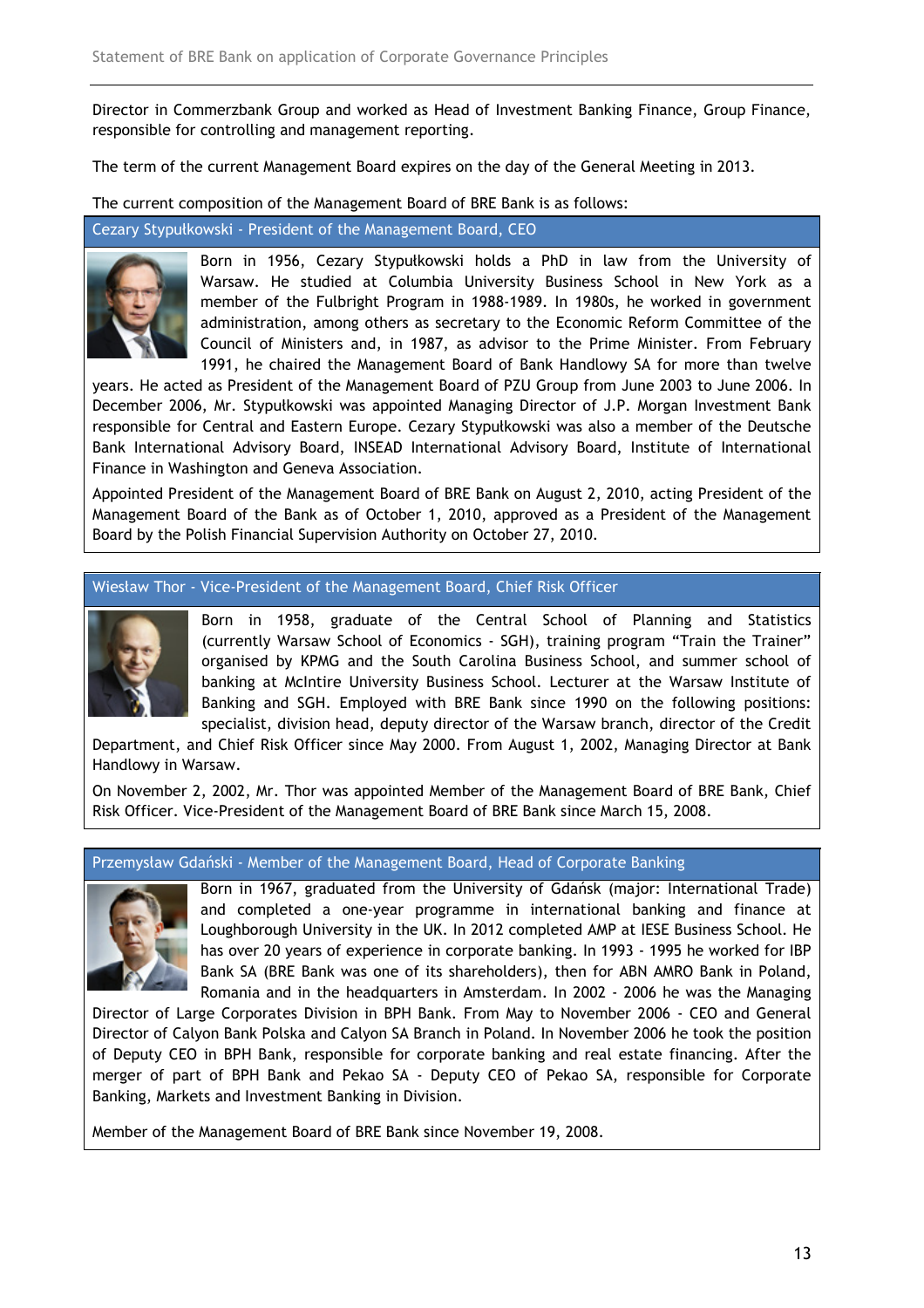Director in Commerzbank Group and worked as Head of Investment Banking Finance, Group Finance, responsible for controlling and management reporting.

The term of the current Management Board expires on the day of the General Meeting in 2013.

The current composition of the Management Board of BRE Bank is as follows:

### Cezary Stypułkowski - President of the Management Board, CEO

Born in 1956, Cezary Stypułkowski holds a PhD in law from the University of Warsaw. He studied at Columbia University Business School in New York as a member of the Fulbright Program in 1988-1989. In 1980s, he worked in government administration, among others as secretary to the Economic Reform Committee of the Council of Ministers and, in 1987, as advisor to the Prime Minister. From February 1991, he chaired the Management Board of Bank Handlowy SA for more than twelve years. He acted as President of the Management Board of PZU Group from June 2003 to June 2006. In December 2006, Mr. Stypułkowski was appointed Managing Director of J.P. Morgan Investment Bank responsible for Central and Eastern Europe. Cezary Stypułkowski was also a member of the Deutsche Bank International Advisory Board, INSEAD International Advisory Board, Institute of International Finance in Washington and Geneva Association.

Appointed President of the Management Board of BRE Bank on August 2, 2010, acting President of the Management Board of the Bank as of October 1, 2010, approved as a President of the Management Board by the Polish Financial Supervision Authority on October 27, 2010.

### Wiesław Thor - Vice-President of the Management Board, Chief Risk Officer

Born in 1958, graduate of the Central School of Planning and Statistics (currently Warsaw School of Economics - SGH), training program "Train the Trainer" organised by KPMG and the South Carolina Business School, and summer school of banking at McIntire University Business School. Lecturer at the Warsaw Institute of Banking and SGH. Employed with BRE Bank since 1990 on the following positions: specialist, division head, deputy director of the Warsaw branch, director of the Credit Department, and Chief Risk Officer since May 2000. From August 1, 2002, Managing Director at Bank Handlowy in Warsaw.

On November 2, 2002, Mr. Thor was appointed Member of the Management Board of BRE Bank, Chief Risk Officer. Vice-President of the Management Board of BRE Bank since March 15, 2008.

### Przemysław Gdański - Member of the Management Board, Head of Corporate Banking

Born in 1967, graduated from the University of Gdańsk (major: International Trade) and completed a one-year programme in international banking and finance at Loughborough University in the UK. In 2012 completed AMP at IESE Business School. He has over 20 years of experience in corporate banking. In 1993 - 1995 he worked for IBP Bank SA (BRE Bank was one of its shareholders), then for ABN AMRO Bank in Poland, Romania and in the headquarters in Amsterdam. In 2002 - 2006 he was the Managing Director of Large Corporates Division in BPH Bank. From May to November 2006 - CEO and General Director of Calyon Bank Polska and Calyon SA Branch in Poland. In November 2006 he took the position of Deputy CEO in BPH Bank, responsible for corporate banking and real estate financing. After the merger of part of BPH Bank and Pekao SA - Deputy CEO of Pekao SA, responsible for Corporate Banking, Markets and Investment Banking in Division.

Member of the Management Board of BRE Bank since November 19, 2008.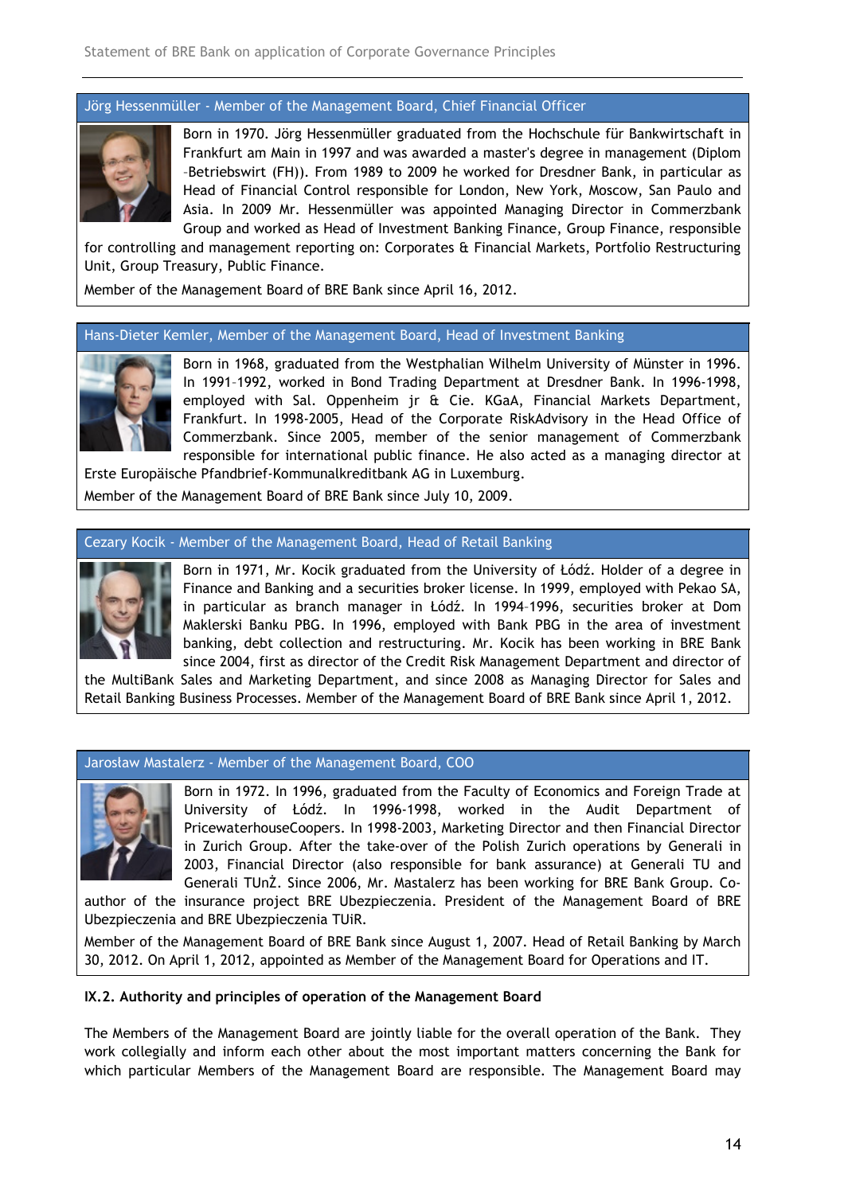### Jörg Hessenmüller - Member of the Management Board, Chief Financial Officer

Born in 1970. Jörg Hessenmüller graduated from the Hochschule für Bankwirtschaft in Frankfurt am Main in 1997 and was awarded a master's degree in management (Diplom –Betriebswirt (FH)). From 1989 to 2009 he worked for Dresdner Bank, in particular as Head of Financial Control responsible for London, New York, Moscow, San Paulo and Asia. In 2009 Mr. Hessenmüller was appointed Managing Director in Commerzbank Group and worked as Head of Investment Banking Finance, Group Finance, responsible for controlling and management reporting on: Corporates & Financial Markets, Portfolio Restructuring Unit, Group Treasury, Public Finance.

Member of the Management Board of BRE Bank since April 16, 2012.

### Hans-Dieter Kemler, Member of the Management Board, Head of Investment Banking

Born in 1968, graduated from the Westphalian Wilhelm University of Münster in 1996. In 1991–1992, worked in Bond Trading Department at Dresdner Bank. In 1996-1998, employed with Sal. Oppenheim jr & Cie. KGaA, Financial Markets Department, Frankfurt. In 1998-2005, Head of the Corporate RiskAdvisory in the Head Office of Commerzbank. Since 2005, member of the senior management of Commerzbank responsible for international public finance. He also acted as a managing director at Erste Europäische Pfandbrief-Kommunalkreditbank AG in Luxemburg.

Member of the Management Board of BRE Bank since July 10, 2009.

### Cezary Kocik - Member of the Management Board, Head of Retail Banking

Born in 1971, Mr. Kocik graduated from the University of Łódź. Holder of a degree in Finance and Banking and a securities broker license. In 1999, employed with Pekao SA, in particular as branch manager in Łódź. In 1994–1996, securities broker at Dom Maklerski Banku PBG. In 1996, employed with Bank PBG in the area of investment banking, debt collection and restructuring. Mr. Kocik has been working in BRE Bank since 2004, first as director of the Credit Risk Management Department and director of the MultiBank Sales and Marketing Department, and since 2008 as Managing Director for Sales and Retail Banking Business Processes. Member of the Management Board of BRE Bank since April 1, 2012.

### Jarosław Mastalerz - Member of the Management Board, COO

Born in 1972. In 1996, graduated from the Faculty of Economics and Foreign Trade at University of Łódź. In 1996-1998, worked in the Audit Department of PricewaterhouseCoopers. In 1998-2003, Marketing Director and then Financial Director in Zurich Group. After the take-over of the Polish Zurich operations by Generali in 2003, Financial Director (also responsible for bank assurance) at Generali TU and Generali TUnŻ. Since 2006, Mr. Mastalerz has been working for BRE Bank Group. Co-author of the insurance project BRE Ubezpieczenia. President of the Management Board of BRE Ubezpieczenia and BRE Ubezpieczenia TUiR.

Member of the Management Board of BRE Bank since August 1, 2007. Head of Retail Banking by March 30, 2012. On April 1, 2012, appointed as Member of the Management Board for Operations and IT.

**IX.2. Authority and principles of operation of the Management Board**

The Members of the Management Board are jointly liable for the overall operation of the Bank. They work collegially and inform each other about the most important matters concerning the Bank for which particular Members of the Management Board are responsible. The Management Board may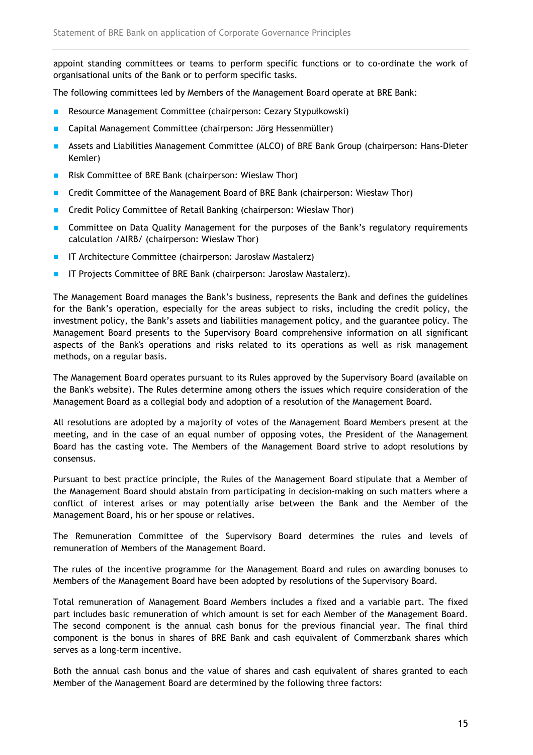appoint standing committees or teams to perform specific functions or to co-ordinate the work of organisational units of the Bank or to perform specific tasks.

The following committees led by Members of the Management Board operate at BRE Bank:

- Resource Management Committee (chairperson: Cezary Stypułkowski)
- Capital Management Committee (chairperson: Jörg Hessenmüller)
- Assets and Liabilities Management Committee (ALCO) of BRE Bank Group (chairperson: Hans-Dieter Kemler)
- Risk Committee of BRE Bank (chairperson: Wiesław Thor)
- Credit Committee of the Management Board of BRE Bank (chairperson: Wiesław Thor)
- Credit Policy Committee of Retail Banking (chairperson: Wiesław Thor)
- Committee on Data Quality Management for the purposes of the Bank's regulatory requirements calculation /AIRB/ (chairperson: Wiesław Thor)
- IT Architecture Committee (chairperson: Jarosław Mastalerz)
- IT Projects Committee of BRE Bank (chairperson: Jarosław Mastalerz).

The Management Board manages the Bank's business, represents the Bank and defines the guidelines for the Bank's operation, especially for the areas subject to risks, including the credit policy, the investment policy, the Bank's assets and liabilities management policy, and the guarantee policy. The Management Board presents to the Supervisory Board comprehensive information on all significant aspects of the Bank's operations and risks related to its operations as well as risk management methods, on a regular basis.

The Management Board operates pursuant to its Rules approved by the Supervisory Board (available on the Bank's website). The Rules determine among others the issues which require consideration of the Management Board as a collegial body and adoption of a resolution of the Management Board.

All resolutions are adopted by a majority of votes of the Management Board Members present at the meeting, and in the case of an equal number of opposing votes, the President of the Management Board has the casting vote. The Members of the Management Board strive to adopt resolutions by consensus.

Pursuant to best practice principle, the Rules of the Management Board stipulate that a Member of the Management Board should abstain from participating in decision-making on such matters where a conflict of interest arises or may potentially arise between the Bank and the Member of the Management Board, his or her spouse or relatives.

The Remuneration Committee of the Supervisory Board determines the rules and levels of remuneration of Members of the Management Board.

The rules of the incentive programme for the Management Board and rules on awarding bonuses to Members of the Management Board have been adopted by resolutions of the Supervisory Board.

Total remuneration of Management Board Members includes a fixed and a variable part. The fixed part includes basic remuneration of which amount is set for each Member of the Management Board. The second component is the annual cash bonus for the previous financial year. The final third component is the bonus in shares of BRE Bank and cash equivalent of Commerzbank shares which serves as a long-term incentive.

Both the annual cash bonus and the value of shares and cash equivalent of shares granted to each Member of the Management Board are determined by the following three factors: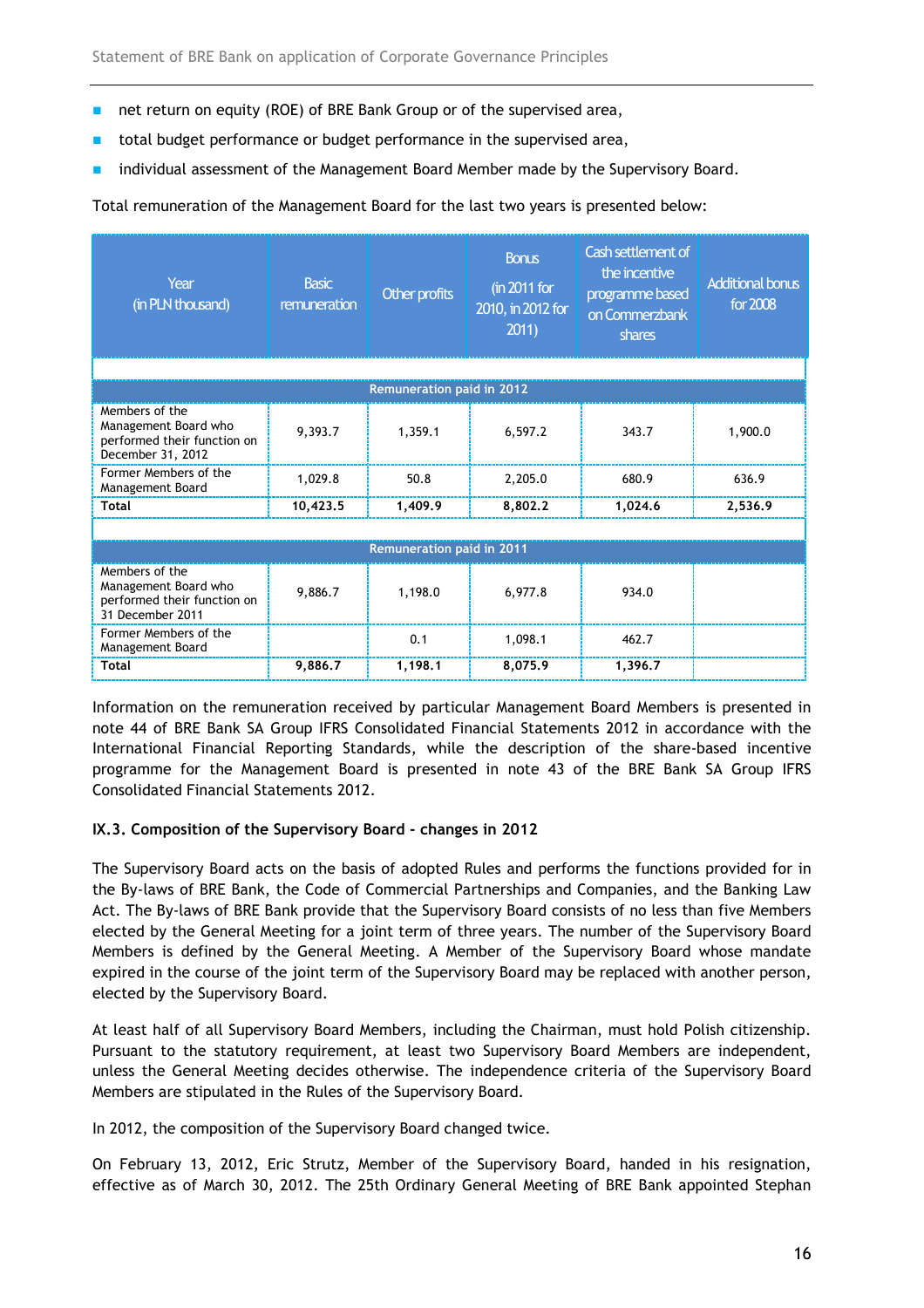- net return on equity (ROE) of BRE Bank Group or of the supervised area,
- total budget performance or budget performance in the supervised area,
- individual assessment of the Management Board Member made by the Supervisory Board.

Total remuneration of the Management Board for the last two years is presented below:

| Year (in PLN thousand) | Basic remuneration | Other profits | Bonus (in 2011 for 2010, in 2012 for 2011) | Cash settlement of the incentive programme based on Commerzbank shares | Additional bonus for 2008 |
|---|---|---|---|---|---|
| **Remuneration paid in 2012** | | | | | |
| Members of the Management Board who performed their function on December 31, 2012 | 9,393.7 | 1,359.1 | 6,597.2 | 343.7 | 1,900.0 |
| Former Members of the Management Board | 1,029.8 | 50.8 | 2,205.0 | 680.9 | 636.9 |
| **Total** | **10,423.5** | **1,409.9** | **8,802.2** | **1,024.6** | **2,536.9** |
| **Remuneration paid in 2011** | | | | | |
| Members of the Management Board who performed their function on 31 December 2011 | 9,886.7 | 1,198.0 | 6,977.8 | 934.0 | |
| Former Members of the Management Board | | 0.1 | 1,098.1 | 462.7 | |
| **Total** | **9,886.7** | **1,198.1** | **8,075.9** | **1,396.7** | |

Information on the remuneration received by particular Management Board Members is presented in note 44 of BRE Bank SA Group IFRS Consolidated Financial Statements 2012 in accordance with the International Financial Reporting Standards, while the description of the share-based incentive programme for the Management Board is presented in note 43 of the BRE Bank SA Group IFRS Consolidated Financial Statements 2012.

### IX.3. Composition of the Supervisory Board - changes in 2012

The Supervisory Board acts on the basis of adopted Rules and performs the functions provided for in the By-laws of BRE Bank, the Code of Commercial Partnerships and Companies, and the Banking Law Act. The By-laws of BRE Bank provide that the Supervisory Board consists of no less than five Members elected by the General Meeting for a joint term of three years. The number of the Supervisory Board Members is defined by the General Meeting. A Member of the Supervisory Board whose mandate expired in the course of the joint term of the Supervisory Board may be replaced with another person, elected by the Supervisory Board.

At least half of all Supervisory Board Members, including the Chairman, must hold Polish citizenship. Pursuant to the statutory requirement, at least two Supervisory Board Members are independent, unless the General Meeting decides otherwise. The independence criteria of the Supervisory Board Members are stipulated in the Rules of the Supervisory Board.

In 2012, the composition of the Supervisory Board changed twice.

On February 13, 2012, Eric Strutz, Member of the Supervisory Board, handed in his resignation, effective as of March 30, 2012. The 25th Ordinary General Meeting of BRE Bank appointed Stephan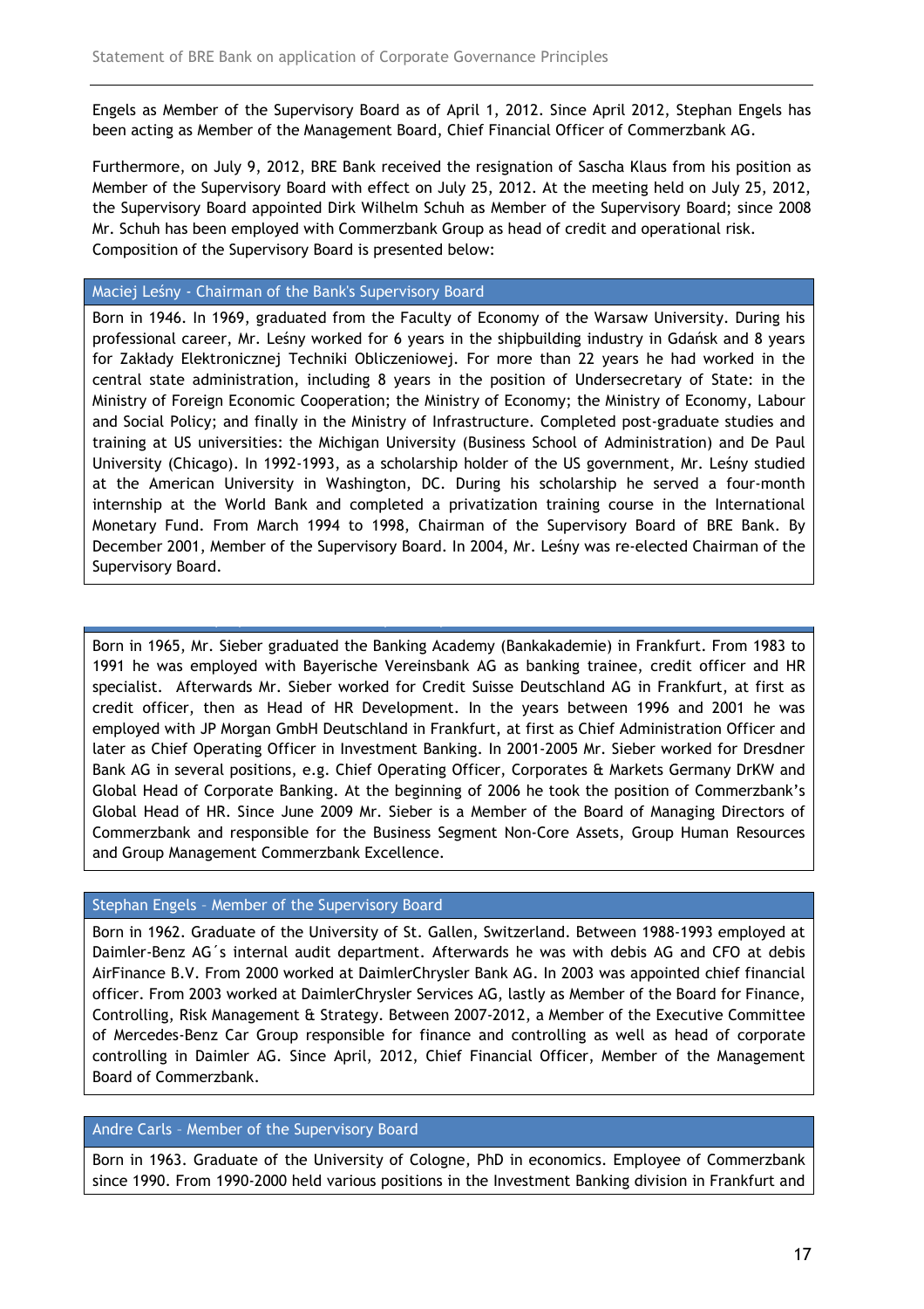Engels as Member of the Supervisory Board as of April 1, 2012. Since April 2012, Stephan Engels has been acting as Member of the Management Board, Chief Financial Officer of Commerzbank AG.

Furthermore, on July 9, 2012, BRE Bank received the resignation of Sascha Klaus from his position as Member of the Supervisory Board with effect on July 25, 2012. At the meeting held on July 25, 2012, the Supervisory Board appointed Dirk Wilhelm Schuh as Member of the Supervisory Board; since 2008 Mr. Schuh has been employed with Commerzbank Group as head of credit and operational risk. Composition of the Supervisory Board is presented below:

### Maciej Leśny - Chairman of the Bank's Supervisory Board

Born in 1946. In 1969, graduated from the Faculty of Economy of the Warsaw University. During his professional career, Mr. Leśny worked for 6 years in the shipbuilding industry in Gdańsk and 8 years for Zakłady Elektronicznej Techniki Obliczeniowej. For more than 22 years he had worked in the central state administration, including 8 years in the position of Undersecretary of State: in the Ministry of Foreign Economic Cooperation; the Ministry of Economy; the Ministry of Economy, Labour and Social Policy; and finally in the Ministry of Infrastructure. Completed post-graduate studies and training at US universities: the Michigan University (Business School of Administration) and De Paul University (Chicago). In 1992-1993, as a scholarship holder of the US government, Mr. Leśny studied at the American University in Washington, DC. During his scholarship he served a four-month internship at the World Bank and completed a privatization training course in the International Monetary Fund. From March 1994 to 1998, Chairman of the Supervisory Board of BRE Bank. By December 2001, Member of the Supervisory Board. In 2004, Mr. Leśny was re-elected Chairman of the Supervisory Board.

Born in 1965, Mr. Sieber graduated the Banking Academy (Bankakademie) in Frankfurt. From 1983 to 1991 he was employed with Bayerische Vereinsbank AG as banking trainee, credit officer and HR specialist. Afterwards Mr. Sieber worked for Credit Suisse Deutschland AG in Frankfurt, at first as credit officer, then as Head of HR Development. In the years between 1996 and 2001 he was employed with JP Morgan GmbH Deutschland in Frankfurt, at first as Chief Administration Officer and later as Chief Operating Officer in Investment Banking. In 2001-2005 Mr. Sieber worked for Dresdner Bank AG in several positions, e.g. Chief Operating Officer, Corporates & Markets Germany DrKW and Global Head of Corporate Banking. At the beginning of 2006 he took the position of Commerzbank's Global Head of HR. Since June 2009 Mr. Sieber is a Member of the Board of Managing Directors of Commerzbank and responsible for the Business Segment Non-Core Assets, Group Human Resources and Group Management Commerzbank Excellence.

### Stephan Engels – Member of the Supervisory Board

Born in 1962. Graduate of the University of St. Gallen, Switzerland. Between 1988-1993 employed at Daimler-Benz AG´s internal audit department. Afterwards he was with debis AG and CFO at debis AirFinance B.V. From 2000 worked at DaimlerChrysler Bank AG. In 2003 was appointed chief financial officer. From 2003 worked at DaimlerChrysler Services AG, lastly as Member of the Board for Finance, Controlling, Risk Management & Strategy. Between 2007-2012, a Member of the Executive Committee of Mercedes-Benz Car Group responsible for finance and controlling as well as head of corporate controlling in Daimler AG. Since April, 2012, Chief Financial Officer, Member of the Management Board of Commerzbank.

### Andre Carls – Member of the Supervisory Board

Born in 1963. Graduate of the University of Cologne, PhD in economics. Employee of Commerzbank since 1990. From 1990-2000 held various positions in the Investment Banking division in Frankfurt and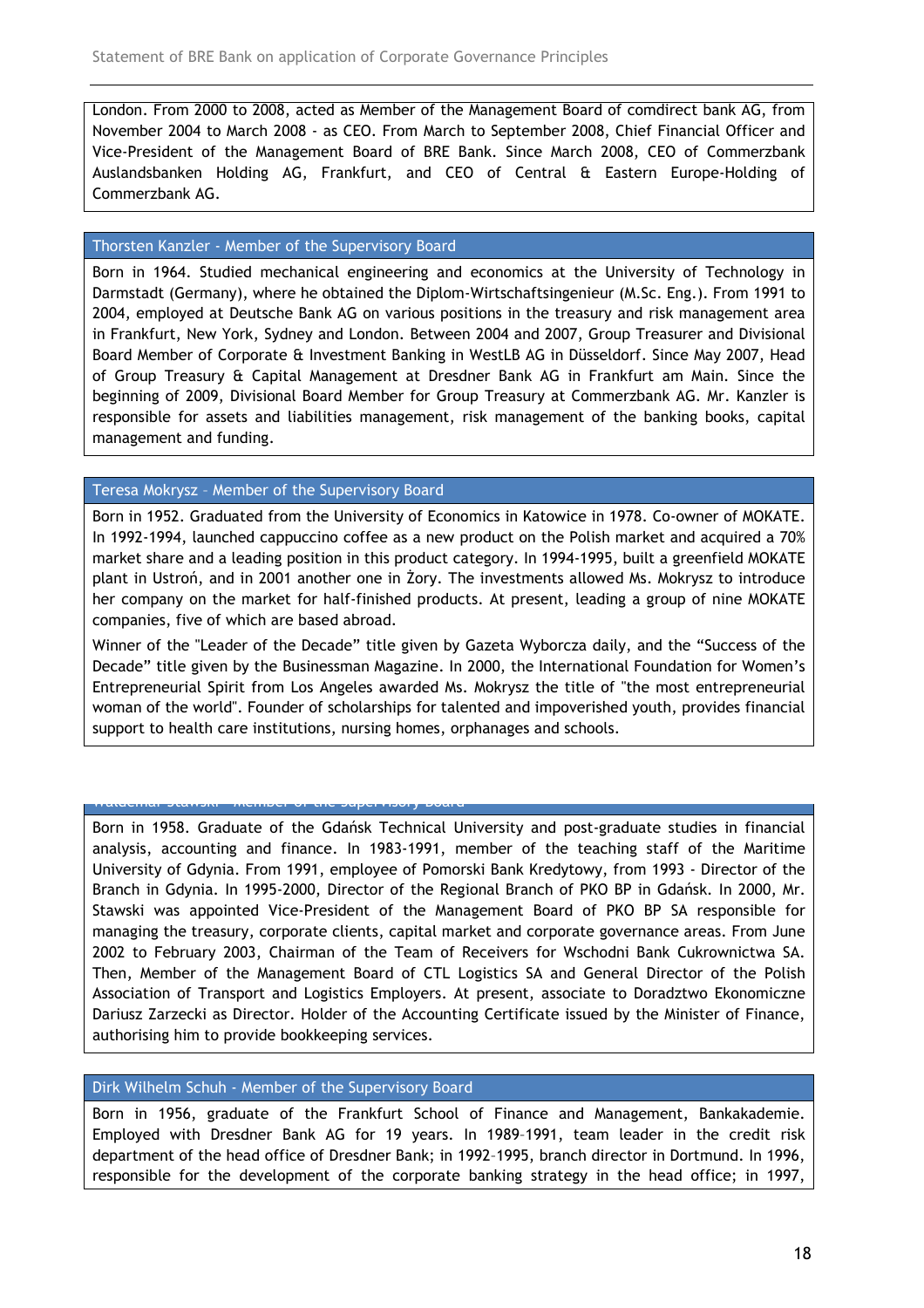London. From 2000 to 2008, acted as Member of the Management Board of comdirect bank AG, from November 2004 to March 2008 - as CEO. From March to September 2008, Chief Financial Officer and Vice-President of the Management Board of BRE Bank. Since March 2008, CEO of Commerzbank Auslandsbanken Holding AG, Frankfurt, and CEO of Central & Eastern Europe-Holding of Commerzbank AG.

### Thorsten Kanzler - Member of the Supervisory Board

Born in 1964. Studied mechanical engineering and economics at the University of Technology in Darmstadt (Germany), where he obtained the Diplom-Wirtschaftsingenieur (M.Sc. Eng.). From 1991 to 2004, employed at Deutsche Bank AG on various positions in the treasury and risk management area in Frankfurt, New York, Sydney and London. Between 2004 and 2007, Group Treasurer and Divisional Board Member of Corporate & Investment Banking in WestLB AG in Düsseldorf. Since May 2007, Head of Group Treasury & Capital Management at Dresdner Bank AG in Frankfurt am Main. Since the beginning of 2009, Divisional Board Member for Group Treasury at Commerzbank AG. Mr. Kanzler is responsible for assets and liabilities management, risk management of the banking books, capital management and funding.

### Teresa Mokrysz – Member of the Supervisory Board

Born in 1952. Graduated from the University of Economics in Katowice in 1978. Co-owner of MOKATE. In 1992-1994, launched cappuccino coffee as a new product on the Polish market and acquired a 70% market share and a leading position in this product category. In 1994-1995, built a greenfield MOKATE plant in Ustroń, and in 2001 another one in Żory. The investments allowed Ms. Mokrysz to introduce her company on the market for half-finished products. At present, leading a group of nine MOKATE companies, five of which are based abroad.

Winner of the "Leader of the Decade" title given by Gazeta Wyborcza daily, and the "Success of the Decade" title given by the Businessman Magazine. In 2000, the International Foundation for Women's Entrepreneurial Spirit from Los Angeles awarded Ms. Mokrysz the title of "the most entrepreneurial woman of the world". Founder of scholarships for talented and impoverished youth, provides financial support to health care institutions, nursing homes, orphanages and schools.

### Waldemar Stawski - Member of the Supervisory Board

Born in 1958. Graduate of the Gdańsk Technical University and post-graduate studies in financial analysis, accounting and finance. In 1983-1991, member of the teaching staff of the Maritime University of Gdynia. From 1991, employee of Pomorski Bank Kredytowy, from 1993 - Director of the Branch in Gdynia. In 1995-2000, Director of the Regional Branch of PKO BP in Gdańsk. In 2000, Mr. Stawski was appointed Vice-President of the Management Board of PKO BP SA responsible for managing the treasury, corporate clients, capital market and corporate governance areas. From June 2002 to February 2003, Chairman of the Team of Receivers for Wschodni Bank Cukrownictwa SA. Then, Member of the Management Board of CTL Logistics SA and General Director of the Polish Association of Transport and Logistics Employers. At present, associate to Doradztwo Ekonomiczne Dariusz Zarzecki as Director. Holder of the Accounting Certificate issued by the Minister of Finance, authorising him to provide bookkeeping services.

### Dirk Wilhelm Schuh - Member of the Supervisory Board

Born in 1956, graduate of the Frankfurt School of Finance and Management, Bankakademie. Employed with Dresdner Bank AG for 19 years. In 1989–1991, team leader in the credit risk department of the head office of Dresdner Bank; in 1992–1995, branch director in Dortmund. In 1996, responsible for the development of the corporate banking strategy in the head office; in 1997,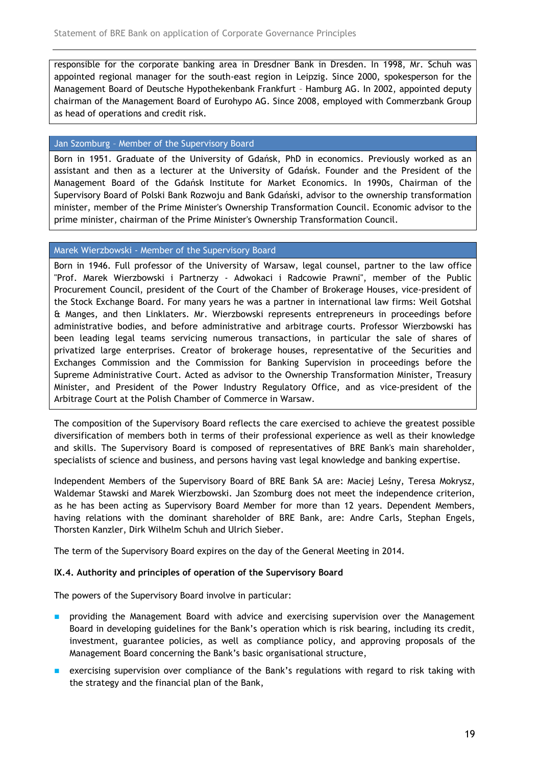responsible for the corporate banking area in Dresdner Bank in Dresden. In 1998, Mr. Schuh was appointed regional manager for the south-east region in Leipzig. Since 2000, spokesperson for the Management Board of Deutsche Hypothekenbank Frankfurt – Hamburg AG. In 2002, appointed deputy chairman of the Management Board of Eurohypo AG. Since 2008, employed with Commerzbank Group as head of operations and credit risk.

**Jan Szomburg - Member of the Supervisory Board**

Born in 1951. Graduate of the University of Gdańsk, PhD in economics. Previously worked as an assistant and then as a lecturer at the University of Gdańsk. Founder and the President of the Management Board of the Gdańsk Institute for Market Economics. In 1990s, Chairman of the Supervisory Board of Polski Bank Rozwoju and Bank Gdański, advisor to the ownership transformation minister, member of the Prime Minister's Ownership Transformation Council. Economic advisor to the prime minister, chairman of the Prime Minister's Ownership Transformation Council.

**Marek Wierzbowski - Member of the Supervisory Board**

Born in 1946. Full professor of the University of Warsaw, legal counsel, partner to the law office "Prof. Marek Wierzbowski i Partnerzy - Adwokaci i Radcowie Prawni", member of the Public Procurement Council, president of the Court of the Chamber of Brokerage Houses, vice-president of the Stock Exchange Board. For many years he was a partner in international law firms: Weil Gotshal & Manges, and then Linklaters. Mr. Wierzbowski represents entrepreneurs in proceedings before administrative bodies, and before administrative and arbitrage courts. Professor Wierzbowski has been leading legal teams servicing numerous transactions, in particular the sale of shares of privatized large enterprises. Creator of brokerage houses, representative of the Securities and Exchanges Commission and the Commission for Banking Supervision in proceedings before the Supreme Administrative Court. Acted as advisor to the Ownership Transformation Minister, Treasury Minister, and President of the Power Industry Regulatory Office, and as vice-president of the Arbitrage Court at the Polish Chamber of Commerce in Warsaw.

The composition of the Supervisory Board reflects the care exercised to achieve the greatest possible diversification of members both in terms of their professional experience as well as their knowledge and skills. The Supervisory Board is composed of representatives of BRE Bank's main shareholder, specialists of science and business, and persons having vast legal knowledge and banking expertise.

Independent Members of the Supervisory Board of BRE Bank SA are: Maciej Leśny, Teresa Mokrysz, Waldemar Stawski and Marek Wierzbowski. Jan Szomburg does not meet the independence criterion, as he has been acting as Supervisory Board Member for more than 12 years. Dependent Members, having relations with the dominant shareholder of BRE Bank, are: Andre Carls, Stephan Engels, Thorsten Kanzler, Dirk Wilhelm Schuh and Ulrich Sieber.

The term of the Supervisory Board expires on the day of the General Meeting in 2014.

### IX.4. Authority and principles of operation of the Supervisory Board

The powers of the Supervisory Board involve in particular:

- providing the Management Board with advice and exercising supervision over the Management Board in developing guidelines for the Bank's operation which is risk bearing, including its credit, investment, guarantee policies, as well as compliance policy, and approving proposals of the Management Board concerning the Bank's basic organisational structure,
- exercising supervision over compliance of the Bank's regulations with regard to risk taking with the strategy and the financial plan of the Bank,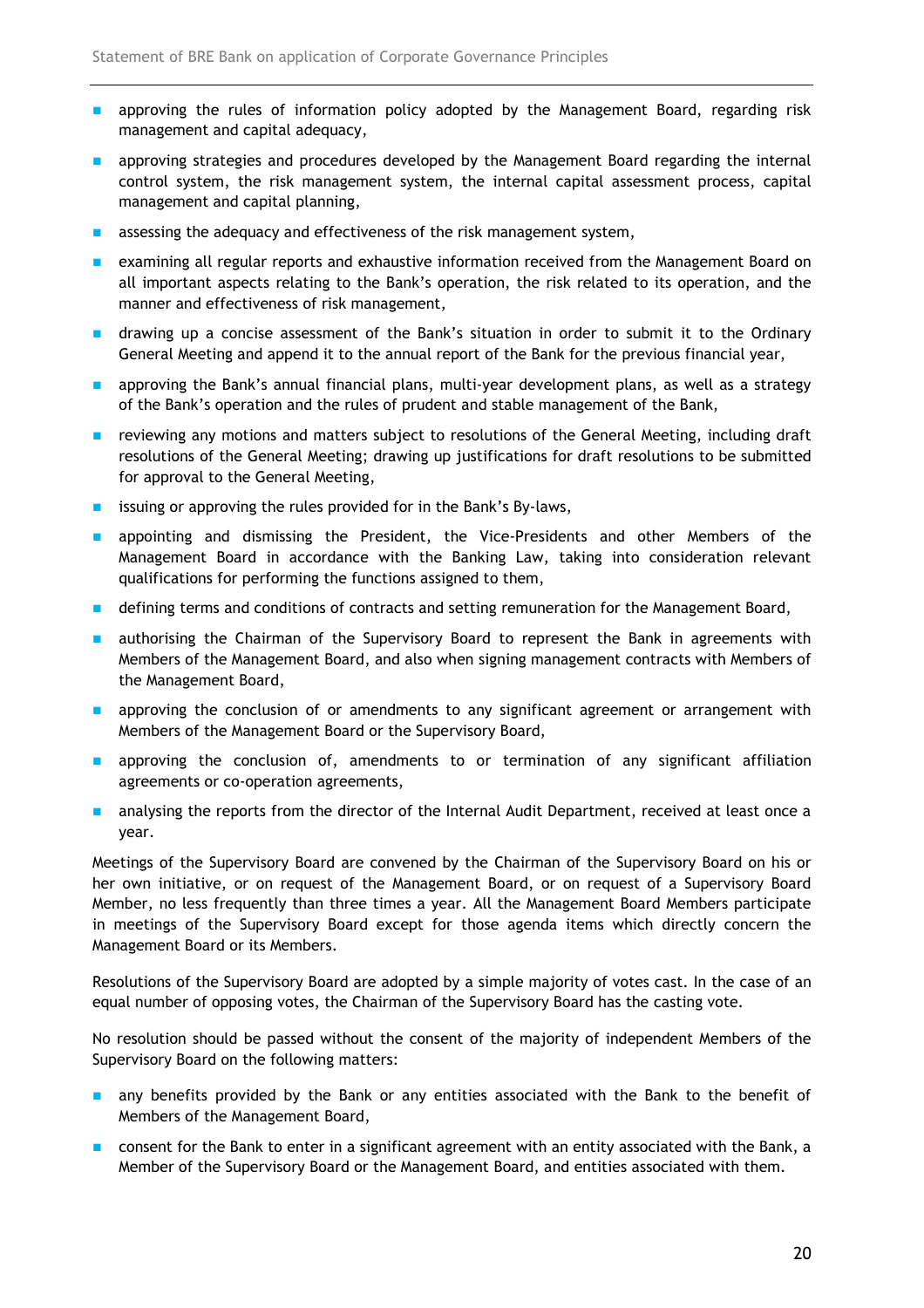- approving the rules of information policy adopted by the Management Board, regarding risk management and capital adequacy,
- approving strategies and procedures developed by the Management Board regarding the internal control system, the risk management system, the internal capital assessment process, capital management and capital planning,
- assessing the adequacy and effectiveness of the risk management system,
- examining all regular reports and exhaustive information received from the Management Board on all important aspects relating to the Bank's operation, the risk related to its operation, and the manner and effectiveness of risk management,
- drawing up a concise assessment of the Bank's situation in order to submit it to the Ordinary General Meeting and append it to the annual report of the Bank for the previous financial year,
- approving the Bank's annual financial plans, multi-year development plans, as well as a strategy of the Bank's operation and the rules of prudent and stable management of the Bank,
- reviewing any motions and matters subject to resolutions of the General Meeting, including draft resolutions of the General Meeting; drawing up justifications for draft resolutions to be submitted for approval to the General Meeting,
- issuing or approving the rules provided for in the Bank's By-laws,
- appointing and dismissing the President, the Vice-Presidents and other Members of the Management Board in accordance with the Banking Law, taking into consideration relevant qualifications for performing the functions assigned to them,
- defining terms and conditions of contracts and setting remuneration for the Management Board,
- authorising the Chairman of the Supervisory Board to represent the Bank in agreements with Members of the Management Board, and also when signing management contracts with Members of the Management Board,
- approving the conclusion of or amendments to any significant agreement or arrangement with Members of the Management Board or the Supervisory Board,
- approving the conclusion of, amendments to or termination of any significant affiliation agreements or co-operation agreements,
- analysing the reports from the director of the Internal Audit Department, received at least once a year.

Meetings of the Supervisory Board are convened by the Chairman of the Supervisory Board on his or her own initiative, or on request of the Management Board, or on request of a Supervisory Board Member, no less frequently than three times a year. All the Management Board Members participate in meetings of the Supervisory Board except for those agenda items which directly concern the Management Board or its Members.

Resolutions of the Supervisory Board are adopted by a simple majority of votes cast. In the case of an equal number of opposing votes, the Chairman of the Supervisory Board has the casting vote.

No resolution should be passed without the consent of the majority of independent Members of the Supervisory Board on the following matters:

- any benefits provided by the Bank or any entities associated with the Bank to the benefit of Members of the Management Board,
- consent for the Bank to enter in a significant agreement with an entity associated with the Bank, a Member of the Supervisory Board or the Management Board, and entities associated with them.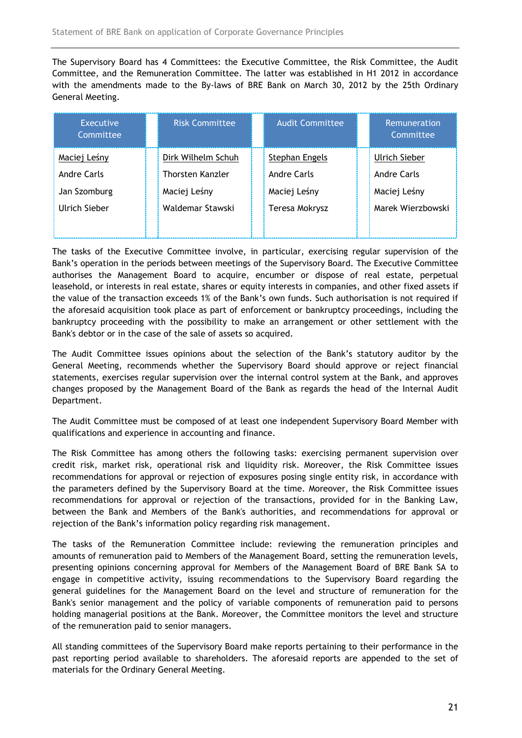The Supervisory Board has 4 Committees: the Executive Committee, the Risk Committee, the Audit Committee, and the Remuneration Committee. The latter was established in H1 2012 in accordance with the amendments made to the By-laws of BRE Bank on March 30, 2012 by the 25th Ordinary General Meeting.

| Executive Committee | Risk Committee | Audit Committee | Remuneration Committee |
|---|---|---|---|
| <u>Maciej Leśny</u> | <u>Dirk Wilhelm Schuh</u> | <u>Stephan Engels</u> | <u>Ulrich Sieber</u> |
| Andre Carls | Thorsten Kanzler | Andre Carls | Andre Carls |
| Jan Szomburg | Maciej Leśny | Maciej Leśny | Maciej Leśny |
| Ulrich Sieber | Waldemar Stawski | Teresa Mokrysz | Marek Wierzbowski |

The tasks of the Executive Committee involve, in particular, exercising regular supervision of the Bank's operation in the periods between meetings of the Supervisory Board. The Executive Committee authorises the Management Board to acquire, encumber or dispose of real estate, perpetual leasehold, or interests in real estate, shares or equity interests in companies, and other fixed assets if the value of the transaction exceeds 1% of the Bank's own funds. Such authorisation is not required if the aforesaid acquisition took place as part of enforcement or bankruptcy proceedings, including the bankruptcy proceeding with the possibility to make an arrangement or other settlement with the Bank's debtor or in the case of the sale of assets so acquired.

The Audit Committee issues opinions about the selection of the Bank's statutory auditor by the General Meeting, recommends whether the Supervisory Board should approve or reject financial statements, exercises regular supervision over the internal control system at the Bank, and approves changes proposed by the Management Board of the Bank as regards the head of the Internal Audit Department.

The Audit Committee must be composed of at least one independent Supervisory Board Member with qualifications and experience in accounting and finance.

The Risk Committee has among others the following tasks: exercising permanent supervision over credit risk, market risk, operational risk and liquidity risk. Moreover, the Risk Committee issues recommendations for approval or rejection of exposures posing single entity risk, in accordance with the parameters defined by the Supervisory Board at the time. Moreover, the Risk Committee issues recommendations for approval or rejection of the transactions, provided for in the Banking Law, between the Bank and Members of the Bank's authorities, and recommendations for approval or rejection of the Bank's information policy regarding risk management.

The tasks of the Remuneration Committee include: reviewing the remuneration principles and amounts of remuneration paid to Members of the Management Board, setting the remuneration levels, presenting opinions concerning approval for Members of the Management Board of BRE Bank SA to engage in competitive activity, issuing recommendations to the Supervisory Board regarding the general guidelines for the Management Board on the level and structure of remuneration for the Bank's senior management and the policy of variable components of remuneration paid to persons holding managerial positions at the Bank. Moreover, the Committee monitors the level and structure of the remuneration paid to senior managers.

All standing committees of the Supervisory Board make reports pertaining to their performance in the past reporting period available to shareholders. The aforesaid reports are appended to the set of materials for the Ordinary General Meeting.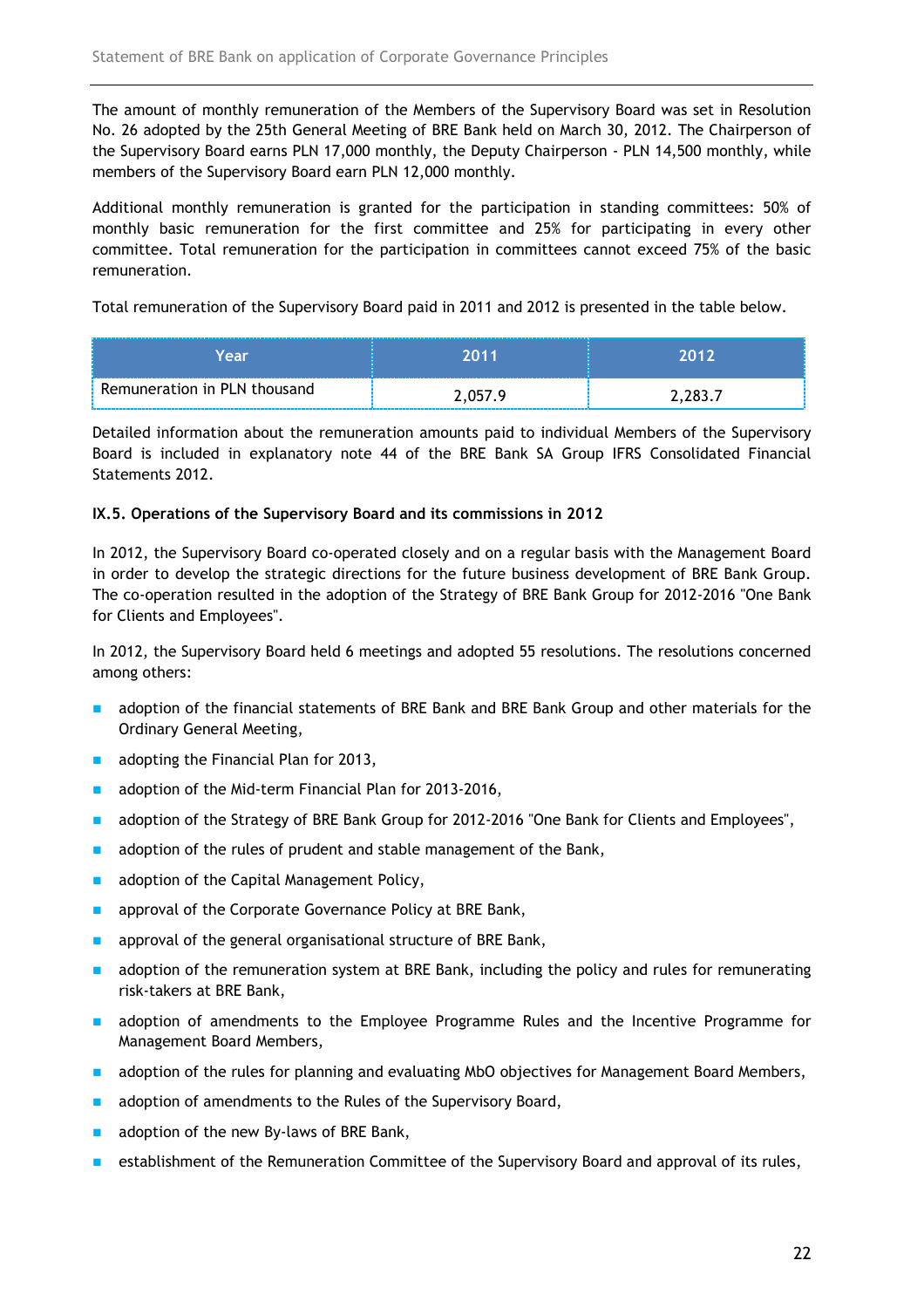The amount of monthly remuneration of the Members of the Supervisory Board was set in Resolution No. 26 adopted by the 25th General Meeting of BRE Bank held on March 30, 2012. The Chairperson of the Supervisory Board earns PLN 17,000 monthly, the Deputy Chairperson - PLN 14,500 monthly, while members of the Supervisory Board earn PLN 12,000 monthly.

Additional monthly remuneration is granted for the participation in standing committees: 50% of monthly basic remuneration for the first committee and 25% for participating in every other committee. Total remuneration for the participation in committees cannot exceed 75% of the basic remuneration.

Total remuneration of the Supervisory Board paid in 2011 and 2012 is presented in the table below.

| Year | 2011 | 2012 |
|---|---|---|
| Remuneration in PLN thousand | 2,057.9 | 2,283.7 |

Detailed information about the remuneration amounts paid to individual Members of the Supervisory Board is included in explanatory note 44 of the BRE Bank SA Group IFRS Consolidated Financial Statements 2012.

### IX.5. Operations of the Supervisory Board and its commissions in 2012

In 2012, the Supervisory Board co-operated closely and on a regular basis with the Management Board in order to develop the strategic directions for the future business development of BRE Bank Group. The co-operation resulted in the adoption of the Strategy of BRE Bank Group for 2012-2016 "One Bank for Clients and Employees".

In 2012, the Supervisory Board held 6 meetings and adopted 55 resolutions. The resolutions concerned among others:

- adoption of the financial statements of BRE Bank and BRE Bank Group and other materials for the Ordinary General Meeting,
- adopting the Financial Plan for 2013,
- adoption of the Mid-term Financial Plan for 2013-2016,
- adoption of the Strategy of BRE Bank Group for 2012-2016 "One Bank for Clients and Employees",
- adoption of the rules of prudent and stable management of the Bank,
- adoption of the Capital Management Policy,
- approval of the Corporate Governance Policy at BRE Bank,
- approval of the general organisational structure of BRE Bank,
- adoption of the remuneration system at BRE Bank, including the policy and rules for remunerating risk-takers at BRE Bank,
- adoption of amendments to the Employee Programme Rules and the Incentive Programme for Management Board Members,
- adoption of the rules for planning and evaluating MbO objectives for Management Board Members,
- adoption of amendments to the Rules of the Supervisory Board,
- adoption of the new By-laws of BRE Bank,
- establishment of the Remuneration Committee of the Supervisory Board and approval of its rules,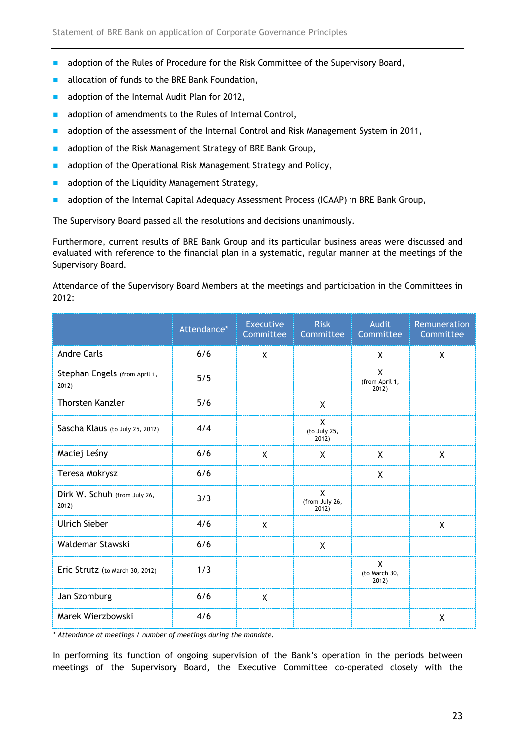- adoption of the Rules of Procedure for the Risk Committee of the Supervisory Board,
- allocation of funds to the BRE Bank Foundation,
- adoption of the Internal Audit Plan for 2012,
- adoption of amendments to the Rules of Internal Control,
- adoption of the assessment of the Internal Control and Risk Management System in 2011,
- adoption of the Risk Management Strategy of BRE Bank Group,
- adoption of the Operational Risk Management Strategy and Policy,
- adoption of the Liquidity Management Strategy,
- adoption of the Internal Capital Adequacy Assessment Process (ICAAP) in BRE Bank Group,

The Supervisory Board passed all the resolutions and decisions unanimously.

Furthermore, current results of BRE Bank Group and its particular business areas were discussed and evaluated with reference to the financial plan in a systematic, regular manner at the meetings of the Supervisory Board.

Attendance of the Supervisory Board Members at the meetings and participation in the Committees in 2012:

| | Attendance* | Executive Committee | Risk Committee | Audit Committee | Remuneration Committee |
|---|---|---|---|---|---|
| Andre Carls | 6/6 | X | | X | X |
| Stephan Engels (from April 1, 2012) | 5/5 | | | X (from April 1, 2012) | |
| Thorsten Kanzler | 5/6 | | X | | |
| Sascha Klaus (to July 25, 2012) | 4/4 | | X (to July 25, 2012) | | |
| Maciej Leśny | 6/6 | X | X | X | X |
| Teresa Mokrysz | 6/6 | | | X | |
| Dirk W. Schuh (from July 26, 2012) | 3/3 | | X (from July 26, 2012) | | |
| Ulrich Sieber | 4/6 | X | | | X |
| Waldemar Stawski | 6/6 | | X | | |
| Eric Strutz (to March 30, 2012) | 1/3 | | | X (to March 30, 2012) | |
| Jan Szomburg | 6/6 | X | | | |
| Marek Wierzbowski | 4/6 | | | | X |

*\* Attendance at meetings / number of meetings during the mandate.*

In performing its function of ongoing supervision of the Bank's operation in the periods between meetings of the Supervisory Board, the Executive Committee co-operated closely with the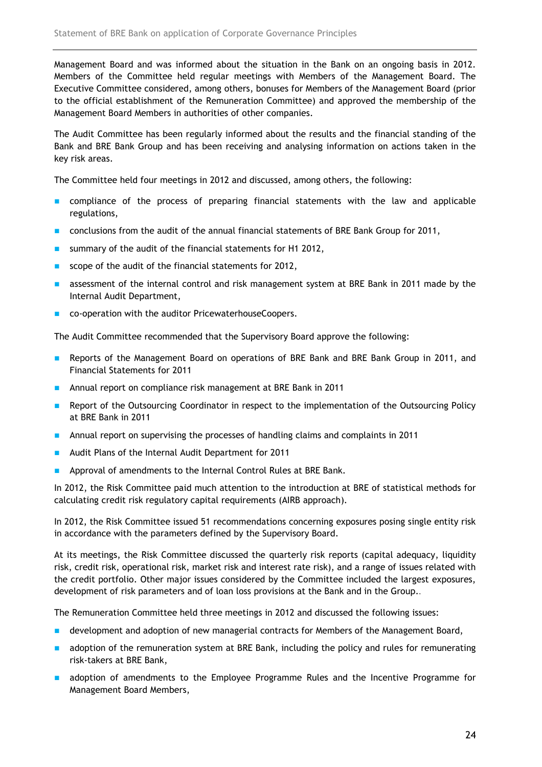Management Board and was informed about the situation in the Bank on an ongoing basis in 2012. Members of the Committee held regular meetings with Members of the Management Board. The Executive Committee considered, among others, bonuses for Members of the Management Board (prior to the official establishment of the Remuneration Committee) and approved the membership of the Management Board Members in authorities of other companies.

The Audit Committee has been regularly informed about the results and the financial standing of the Bank and BRE Bank Group and has been receiving and analysing information on actions taken in the key risk areas.

The Committee held four meetings in 2012 and discussed, among others, the following:

- compliance of the process of preparing financial statements with the law and applicable regulations,
- conclusions from the audit of the annual financial statements of BRE Bank Group for 2011,
- summary of the audit of the financial statements for H1 2012,
- scope of the audit of the financial statements for 2012,
- assessment of the internal control and risk management system at BRE Bank in 2011 made by the Internal Audit Department,
- co-operation with the auditor PricewaterhouseCoopers.

The Audit Committee recommended that the Supervisory Board approve the following:

- Reports of the Management Board on operations of BRE Bank and BRE Bank Group in 2011, and Financial Statements for 2011
- Annual report on compliance risk management at BRE Bank in 2011
- Report of the Outsourcing Coordinator in respect to the implementation of the Outsourcing Policy at BRE Bank in 2011
- Annual report on supervising the processes of handling claims and complaints in 2011
- Audit Plans of the Internal Audit Department for 2011
- Approval of amendments to the Internal Control Rules at BRE Bank.

In 2012, the Risk Committee paid much attention to the introduction at BRE of statistical methods for calculating credit risk regulatory capital requirements (AIRB approach).

In 2012, the Risk Committee issued 51 recommendations concerning exposures posing single entity risk in accordance with the parameters defined by the Supervisory Board.

At its meetings, the Risk Committee discussed the quarterly risk reports (capital adequacy, liquidity risk, credit risk, operational risk, market risk and interest rate risk), and a range of issues related with the credit portfolio. Other major issues considered by the Committee included the largest exposures, development of risk parameters and of loan loss provisions at the Bank and in the Group..

The Remuneration Committee held three meetings in 2012 and discussed the following issues:

- development and adoption of new managerial contracts for Members of the Management Board,
- adoption of the remuneration system at BRE Bank, including the policy and rules for remunerating risk-takers at BRE Bank,
- adoption of amendments to the Employee Programme Rules and the Incentive Programme for Management Board Members,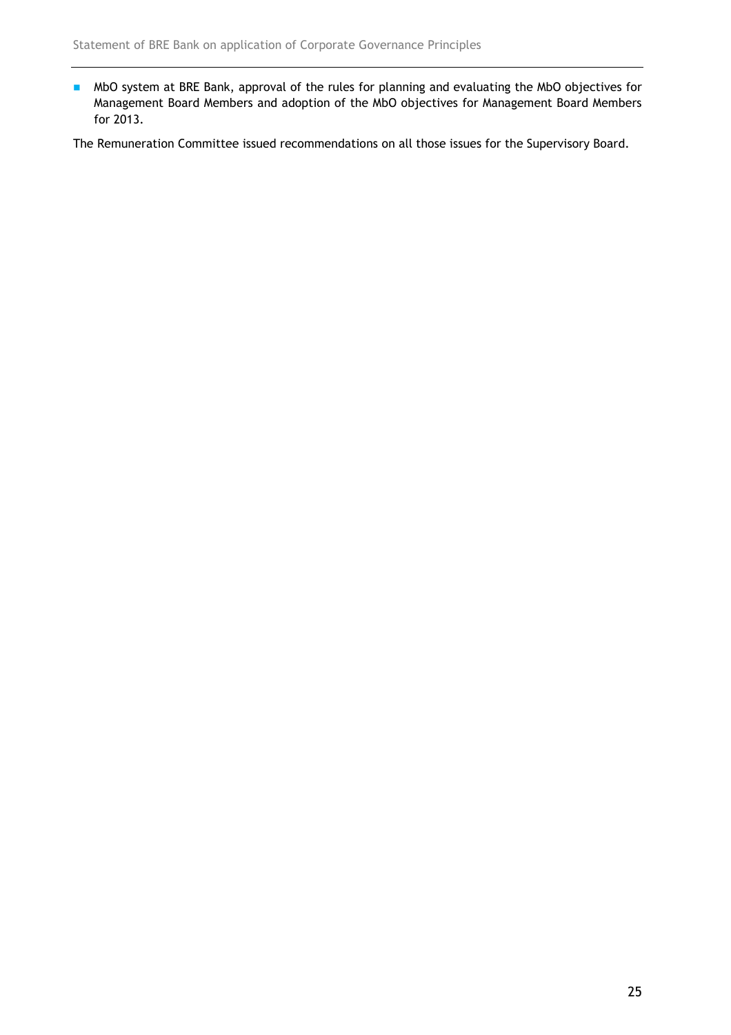- MbO system at BRE Bank, approval of the rules for planning and evaluating the MbO objectives for Management Board Members and adoption of the MbO objectives for Management Board Members for 2013.

The Remuneration Committee issued recommendations on all those issues for the Supervisory Board.